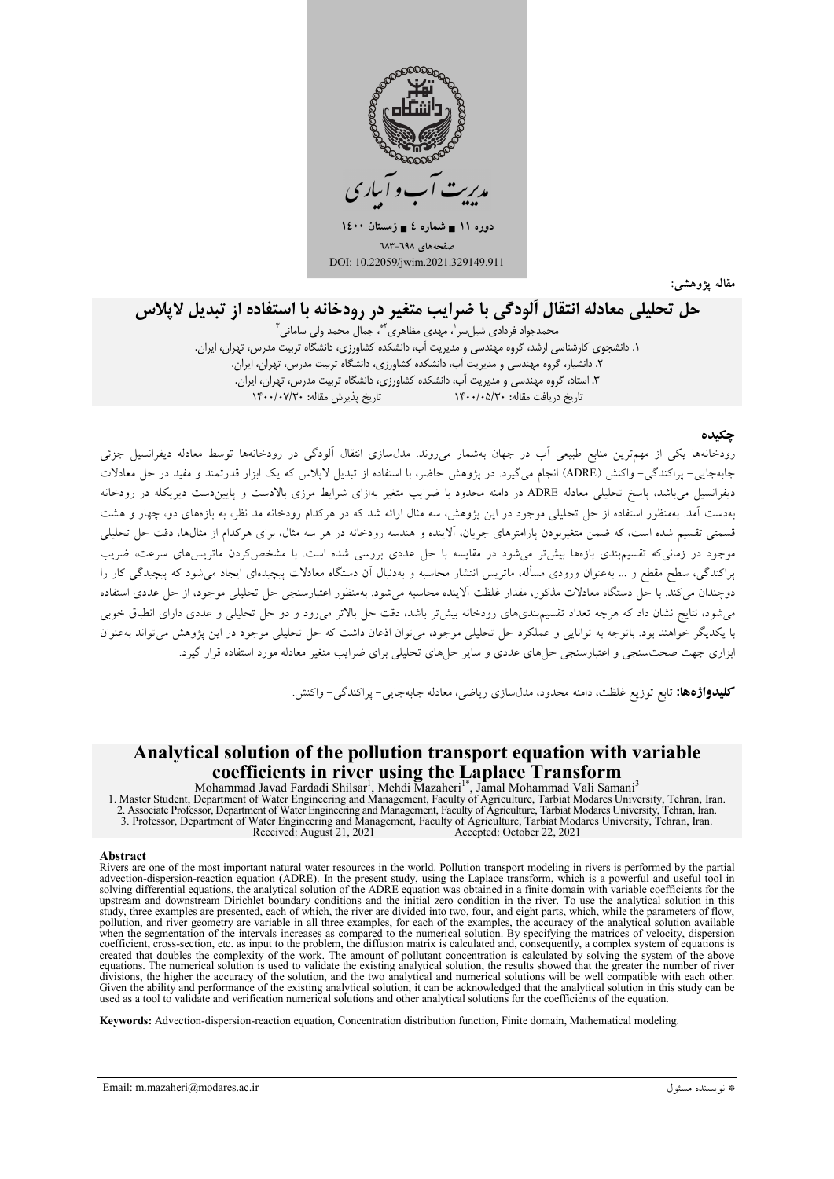مدیریت آب و آبیاری

دوره ۱۱ ■ شماره ٤ ■ زمستان ۱٤۰۰

صفحه‌های ٦۹۸-٦۸۳

DOI: 10.22059/jwim.2021.329149.911

مقاله پژوهشی:

# حل تحلیلی معادله انتقال آلودگی با ضرایب متغیر در رودخانه با استفاده از تبدیل لاپلاس

محمدجواد فردادی شیلسر[۱]، مهدی مظاهری[۲*]، جمال محمد ولی سامانی[۳]

۱. دانشجوی کارشناسی ارشد، گروه مهندسی و مدیریت آب، دانشکده کشاورزی، دانشگاه تربیت مدرس، تهران، ایران.

۲. دانشیار، گروه مهندسی و مدیریت آب، دانشکده کشاورزی، دانشگاه تربیت مدرس، تهران، ایران.

۳. استاد، گروه مهندسی و مدیریت آب، دانشکده کشاورزی، دانشگاه تربیت مدرس، تهران، ایران.

تاریخ دریافت مقاله: ۱۴۰۰/۰۵/۳۰ تاریخ پذیرش مقاله: ۱۴۰۰/۰۷/۳۰

## چکیده

رودخانه‌ها یکی از مهم‌ترین منابع طبیعی آب در جهان به‌شمار می‌روند. مدل‌سازی انتقال آلودگی در رودخانه‌ها توسط معادله دیفرانسیل جزئی جابه‌جایی- پراکندگی- واکنش (ADRE) انجام می‌گیرد. در پژوهش حاضر، با استفاده از تبدیل لاپلاس که یک ابزار قدرتمند و مفید در حل معادلات دیفرانسیل می‌باشد، پاسخ تحلیلی معادله ADRE در دامنه محدود با ضرایب متغیر به‌ازای شرایط مرزی بالادست و پایین‌دست دیریکله در رودخانه به‌دست آمد. به‌منظور استفاده از حل تحلیلی موجود در این پژوهش، سه مثال ارائه شد که در هرکدام رودخانه مد نظر، به بازه‌های دو، چهار و هشت قسمتی تقسیم شده است، که ضمن متغیربودن پارامترهای جریان، آلاینده و هندسه رودخانه در هر سه مثال، برای هرکدام از مثال‌ها، دقت حل تحلیلی موجود در زمانی‌که تقسیم‌بندی بازه‌ها بیش‌تر می‌شود در مقایسه با حل عددی بررسی شده است. با مشخص‌کردن ماتریس‌های سرعت، ضریب پراکندگی، سطح مقطع و ... به‌عنوان ورودی مسأله، ماتریس انتشار محاسبه و به‌دنبال آن دستگاه معادلات پیچیده‌ای ایجاد می‌شود که پیچیدگی کار را دوچندان می‌کند. با حل دستگاه معادلات مذکور، مقدار غلظت آلاینده محاسبه می‌شود. به‌منظور اعتبارسنجی حل تحلیلی موجود، از حل عددی استفاده می‌شود، نتایج نشان داد که هرچه تعداد تقسیم‌بندی‌های رودخانه بیش‌تر باشد، دقت حل بالاتر می‌رود و دو حل تحلیلی و عددی دارای انطباق خوبی با یکدیگر خواهند بود. باتوجه به توانایی و عملکرد حل تحلیلی موجود، می‌توان اذعان داشت که حل تحلیلی موجود در این پژوهش می‌تواند به‌عنوان ابزاری جهت صحت‌سنجی و اعتبارسنجی حل‌های عددی و سایر حل‌های تحلیلی برای ضرایب متغیر معادله مورد استفاده قرار گیرد.

**کلیدواژه‌ها:** تابع توزیع غلظت، دامنه محدود، مدل‌سازی ریاضی، معادله جابه‌جایی- پراکندگی- واکنش.

# Analytical solution of the pollution transport equation with variable coefficients in river using the Laplace Transform

Mohammad Javad Fardadi Shilsar[1], Mehdi Mazaheri[1*], Jamal Mohammad Vali Samani[3]

1. Master Student, Department of Water Engineering and Management, Faculty of Agriculture, Tarbiat Modares University, Tehran, Iran.
2. Associate Professor, Department of Water Engineering and Management, Faculty of Agriculture, Tarbiat Modares University, Tehran, Iran.
3. Professor, Department of Water Engineering and Management, Faculty of Agriculture, Tarbiat Modares University, Tehran, Iran.

Received: August 21, 2021 Accepted: October 22, 2021

## Abstract

Rivers are one of the most important natural water resources in the world. Pollution transport modeling in rivers is performed by the partial advection-dispersion-reaction equation (ADRE). In the present study, using the Laplace transform, which is a powerful and useful tool in solving differential equations, the analytical solution of the ADRE equation was obtained in a finite domain with variable coefficients for the upstream and downstream Dirichlet boundary conditions and the initial zero condition in the river. To use the analytical solution in this study, three examples are presented, each of which, the river are divided into two, four, and eight parts, which, while the parameters of flow, pollution, and river geometry are variable in all three examples, for each of the examples, the accuracy of the analytical solution available when the segmentation of the intervals increases as compared to the numerical solution. By specifying the matrices of velocity, dispersion coefficient, cross-section, etc. as input to the problem, the diffusion matrix is calculated and, consequently, a complex system of equations is created that doubles the complexity of the work. The amount of pollutant concentration is calculated by solving the system of the above equations. The numerical solution is used to validate the existing analytical solution, the results showed that the greater the number of river divisions, the higher the accuracy of the solution, and the two analytical and numerical solutions will be well compatible with each other. Given the ability and performance of the existing analytical solution, it can be acknowledged that the analytical solution in this study can be used as a tool to validate and verification numerical solutions and other analytical solutions for the coefficients of the equation.

**Keywords:** Advection-dispersion-reaction equation, Concentration distribution function, Finite domain, Mathematical modeling.

---

* نویسنده مسئول Email: m.mazaheri@modares.ac.ir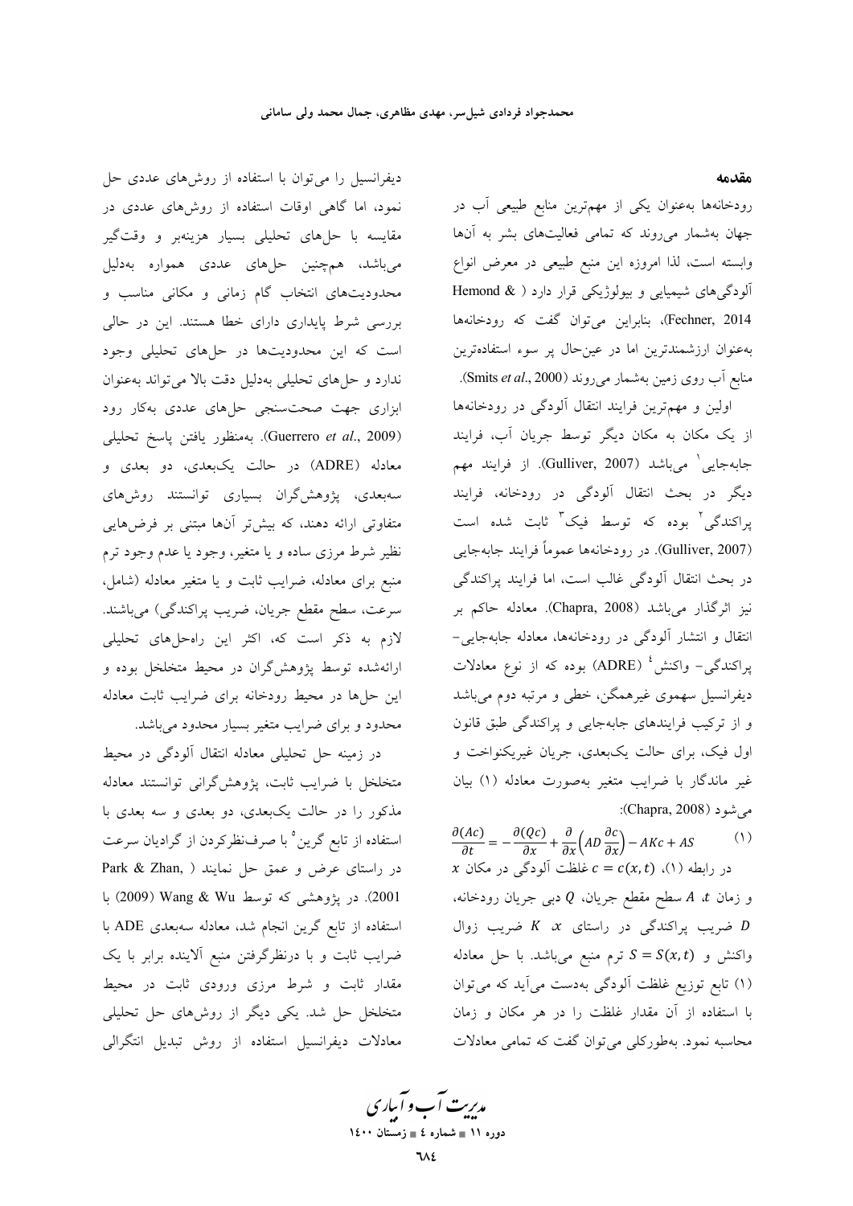## مقدمه

رودخانه‌ها به‌عنوان یکی از مهم‌ترین منابع طبیعی آب در جهان به‌شمار می‌روند که تمامی فعالیت‌های بشر به آن‌ها وابسته است، لذا امروزه این منبع طبیعی در معرض انواع آلودگی‌های شیمیایی و بیولوژیکی قرار دارد (Hemond & Fechner, 2014)، بنابراین می‌توان گفت که رودخانه‌ها به‌عنوان ارزشمندترین اما در عین‌حال پر سوء استفاده‌ترین منابع آب روی زمین به‌شمار می‌روند (Smits *et al*., 2000).

اولین و مهم‌ترین فرایند انتقال آلودگی در رودخانه‌ها از یک مکان به مکان دیگر توسط جریان آب، فرایند جابه‌جایی[1] می‌باشد (Gulliver, 2007). از فرایند مهم دیگر در بحث انتقال آلودگی در رودخانه، فرایند پراکندگی[2] بوده که توسط فیک[3] ثابت شده است (Gulliver, 2007). در رودخانه‌ها عموماً فرایند جابه‌جایی در بحث انتقال آلودگی غالب است، اما فرایند پراکندگی نیز اثرگذار می‌باشد (Chapra, 2008). معادله حاکم بر انتقال و انتشار آلودگی در رودخانه‌ها، معادله جابه‌جایی-پراکندگی- واکنش[4] (ADRE) بوده که از نوع معادلات دیفرانسیل سهموی غیرهمگن، خطی و مرتبه دوم می‌باشد و از ترکیب فرایندهای جابه‌جایی و پراکندگی طبق قانون اول فیک، برای حالت یک‌بعدی، جریان غیریکنواخت و غیر ماندگار با ضرایب متغیر به‌صورت معادله (۱) بیان می‌شود (Chapra, 2008):

$$\frac{\partial(Ac)}{\partial t}=-\frac{\partial(Qc)}{\partial x}+\frac{\partial}{\partial x}\left(AD\frac{\partial c}{\partial x}\right)-AKc+AS \qquad (1)$$

در رابطه (۱)، $c=c(x,t)$ غلظت آلودگی در مکان $x$ و زمان $t$، $A$ سطح مقطع جریان، $Q$ دبی جریان رودخانه، $D$ ضریب پراکندگی در راستای $x$، $K$ ضریب زوال واکنش و $S=S(x,t)$ ترم منبع می‌باشد. با حل معادله (۱) تابع توزیع غلظت آلودگی به‌دست می‌آید که می‌توان با استفاده از آن مقدار غلظت را در هر مکان و زمان محاسبه نمود. به‌طورکلی می‌توان گفت که تمامی معادلات دیفرانسیل را می‌توان با استفاده از روش‌های عددی حل نمود، اما گاهی اوقات استفاده از روش‌های عددی در مقایسه با حل‌های تحلیلی بسیار هزینه‌بر و وقت‌گیر می‌باشد، همچنین حل‌های عددی همواره به‌دلیل محدودیت‌های انتخاب گام زمانی و مکانی مناسب و بررسی شرط پایداری دارای خطا هستند. این در حالی است که این محدودیت‌ها در حل‌های تحلیلی وجود ندارد و حل‌های تحلیلی به‌دلیل دقت بالا می‌تواند به‌عنوان ابزاری جهت صحت‌سنجی حل‌های عددی به‌کار رود (Guerrero *et al*., 2009). به‌منظور یافتن پاسخ تحلیلی معادله (ADRE) در حالت یک‌بعدی، دو بعدی و سه‌بعدی، پژوهش‌گران بسیاری توانستند روش‌های متفاوتی ارائه دهند، که بیش‌تر آن‌ها مبتنی بر فرض‌هایی نظیر شرط مرزی ساده و یا متغیر، وجود یا عدم وجود ترم منبع برای معادله، ضرایب ثابت و یا متغیر معادله (شامل، سرعت، سطح مقطع جریان، ضریب پراکندگی) می‌باشند. لازم به ذکر است که، اکثر این راه‌حل‌های تحلیلی ارائه‌شده توسط پژوهش‌گران در محیط متخلخل بوده و این حل‌ها در محیط رودخانه برای ضرایب ثابت معادله محدود و برای ضرایب متغیر بسیار محدود می‌باشد.

در زمینه حل تحلیلی معادله انتقال آلودگی در محیط متخلخل با ضرایب ثابت، پژوهش‌گرانی توانستند معادله مذکور را در حالت یک‌بعدی، دو بعدی و سه بعدی با استفاده از تابع گرین[5] با صرف‌نظرکردن از گرادیان سرعت در راستای عرض و عمق حل نمایند (Park & Zhan, 2001). در پژوهشی که توسط Wang & Wu (2009) با استفاده از تابع گرین انجام شد، معادله سه‌بعدی ADE با ضرایب ثابت و با درنظرگرفتن منبع آلاینده برابر با یک مقدار ثابت و شرط مرزی ورودی ثابت در محیط متخلخل حل شد. یکی دیگر از روش‌های حل تحلیلی معادلات دیفرانسیل استفاده از روش تبدیل انتگرالی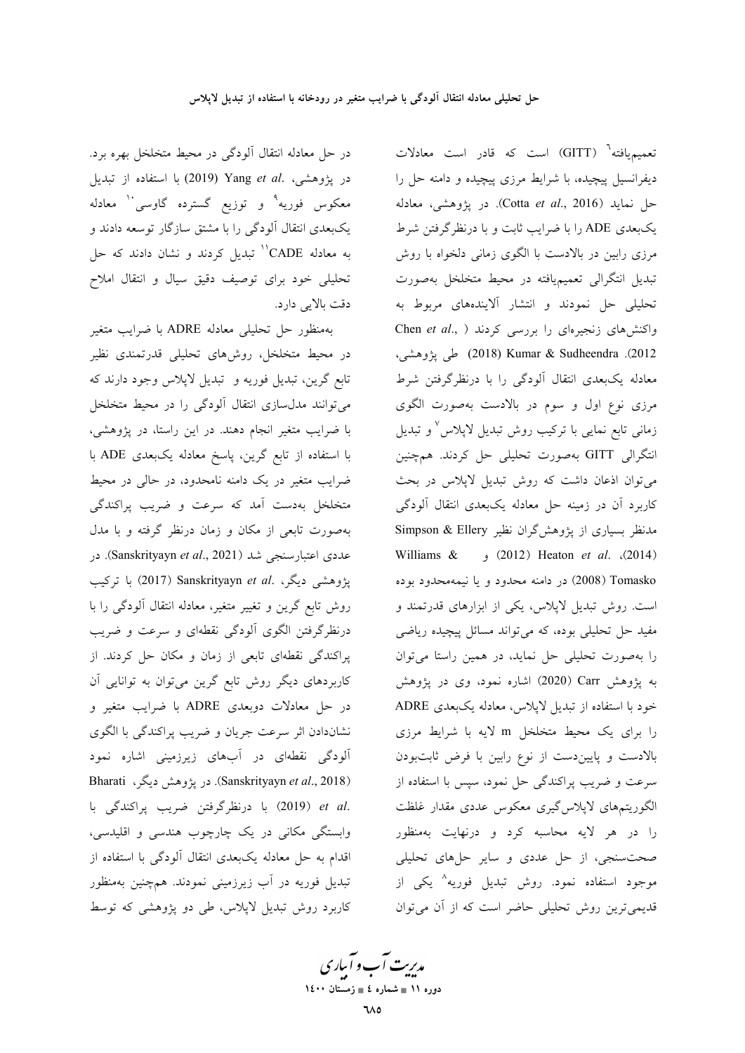تعمیم‌یافته[6] (GITT) است که قادر است معادلات دیفرانسیل پیچیده، با شرایط مرزی پیچیده و دامنه حل را حل نماید (Cotta *et al.*, 2016). در پژوهشی، معادله یک‌بعدی ADE را با ضرایب ثابت و با درنظرگرفتن شرط مرزی رابین در بالادست با الگوی زمانی دلخواه با روش تبدیل انتگرالی تعمیم‌یافته در محیط متخلخل به‌صورت تحلیلی حل نمودند و انتشار آلاینده‌های مربوط به واکنش‌های زنجیره‌ای را بررسی کردند ( Chen *et al.*, 2012). Kumar & Sudheendra (2018) طی پژوهشی، معادله یک‌بعدی انتقال آلودگی را با درنظرگرفتن شرط مرزی نوع اول و سوم در بالادست به‌صورت الگوی زمانی تابع نمایی با ترکیب روش تبدیل لاپلاس[7] و تبدیل انتگرالی GITT به‌صورت تحلیلی حل کردند. همچنین می‌توان اذعان داشت که روش تبدیل لاپلاس در بحث کاربرد آن در زمینه حل معادله یک‌بعدی انتقال آلودگی مدنظر بسیاری از پژوهش‌گران نظیر Simpson & Ellery (2014)، Heaton *et al.* (2012) و Williams & Tomasko (2008) در دامنه محدود و یا نیمه‌محدود بوده است. روش تبدیل لاپلاس، یکی از ابزارهای قدرتمند و مفید حل تحلیلی بوده، که می‌تواند مسائل پیچیده ریاضی را به‌صورت تحلیلی حل نماید، در همین راستا می‌توان به پژوهش Carr (2020) اشاره نمود، وی در پژوهش خود با استفاده از تبدیل لاپلاس، معادله یک‌بعدی ADRE را برای یک محیط متخلخل m لایه با شرایط مرزی بالادست و پایین‌دست از نوع رابین با فرض ثابت‌بودن سرعت و ضریب پراکندگی حل نمود، سپس با استفاده از الگوریتم‌های لاپلاس‌گیری معکوس عددی مقدار غلظت را در هر لایه محاسبه کرد و درنهایت به‌منظور صحت‌سنجی، از حل عددی و سایر حل‌های تحلیلی موجود استفاده نمود. روش تبدیل فوریه[8] یکی از قدیمی‌ترین روش تحلیلی حاضر است که از آن می‌توان در حل معادله انتقال آلودگی در محیط متخلخل بهره برد. در پژوهشی، Yang *et al.* (2019) با استفاده از تبدیل معکوس فوریه[9] و توزیع گسترده گاوسی[10] معادله یک‌بعدی انتقال آلودگی را با مشتق سازگار توسعه دادند و به معادله CADE[11] تبدیل کردند و نشان دادند که حل تحلیلی خود برای توصیف دقیق سیال و انتقال املاح دقت بالایی دارد.

به‌منظور حل تحلیلی معادله ADRE با ضرایب متغیر در محیط متخلخل، روش‌های تحلیلی قدرتمندی نظیر تابع گرین، تبدیل فوریه و تبدیل لاپلاس وجود دارند که می‌توانند مدل‌سازی انتقال آلودگی را در محیط متخلخل با ضرایب متغیر انجام دهند. در این راستا، در پژوهشی، با استفاده از تابع گرین، پاسخ معادله یک‌بعدی ADE با ضرایب متغیر در یک دامنه نامحدود، در حالی در محیط متخلخل به‌دست آمد که سرعت و ضریب پراکندگی به‌صورت تابعی از مکان و زمان درنظر گرفته و با مدل عددی اعتبارسنجی شد (Sanskrityayn *et al.*, 2021). در پژوهشی دیگر، Sanskrityayn *et al.* (2017) با ترکیب روش تابع گرین و تغییر متغیر، معادله انتقال آلودگی را با درنظرگرفتن الگوی آلودگی نقطه‌ای و سرعت و ضریب پراکندگی نقطه‌ای تابعی از زمان و مکان حل کردند. از کاربردهای دیگر روش تابع گرین می‌توان به توانایی آن در حل معادلات دوبعدی ADRE با ضرایب متغیر و نشان‌دادن اثر سرعت جریان و ضریب پراکندگی با الگوی آلودگی نقطه‌ای در آب‌های زیرزمینی اشاره نمود (Sanskrityayn *et al.*, 2018). در پژوهش دیگر، Bharati *et al.* (2019) با درنظرگرفتن ضریب پراکندگی با وابستگی مکانی در یک چارچوب هندسی و اقلیدسی، اقدام به حل معادله یک‌بعدی انتقال آلودگی با استفاده از تبدیل فوریه در آب زیرزمینی نمودند. همچنین به‌منظور کاربرد روش تبدیل لاپلاس، طی دو پژوهشی که توسط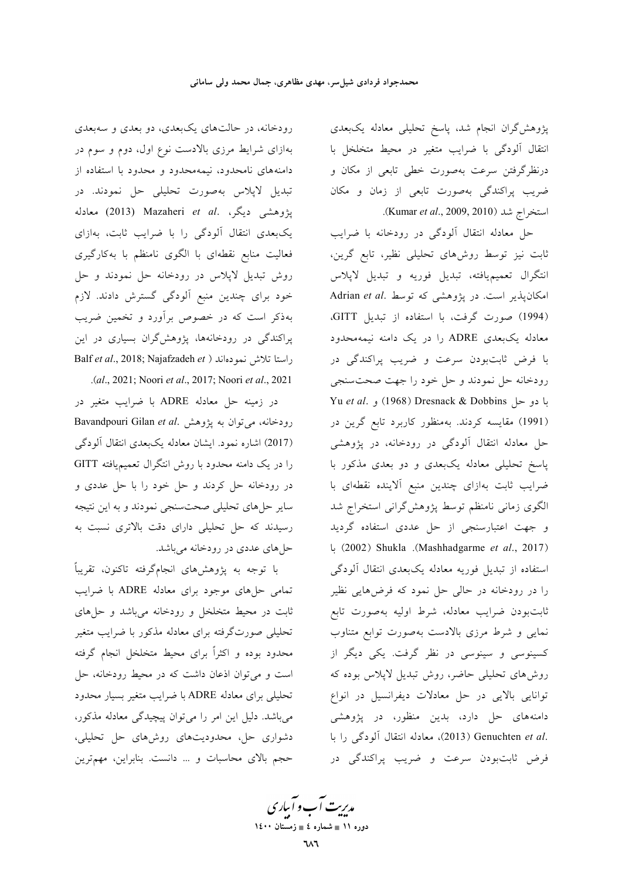پژوهش‌گران انجام شد، پاسخ تحلیلی معادله یک‌بعدی انتقال آلودگی با ضرایب متغیر در محیط متخلخل با درنظرگرفتن سرعت به‌صورت خطی تابعی از مکان و ضریب پراکندگی به‌صورت تابعی از زمان و مکان استخراج شد (Kumar *et al*., 2009, 2010).

حل معادله انتقال آلودگی در رودخانه با ضرایب ثابت نیز توسط روش‌های تحلیلی نظیر، تابع گرین، انتگرال تعمیم‌یافته، تبدیل فوریه و تبدیل لاپلاس امکان‌پذیر است. در پژوهشی که توسط Adrian *et al*. (1994) صورت گرفت، با استفاده از تبدیل GITT، معادله یک‌بعدی ADRE را در یک دامنه نیمه‌محدود با فرض ثابت‌بودن سرعت و ضریب پراکندگی در رودخانه حل نمودند و حل خود را جهت صحت‌سنجی با دو حل Dresnack & Dobbins (1968) و Yu *et al*. (1991) مقایسه کردند. به‌منظور کاربرد تابع گرین در حل معادله انتقال آلودگی در رودخانه، در پژوهشی پاسخ تحلیلی معادله یک‌بعدی و دو بعدی مذکور با ضرایب ثابت به‌ازای چندین منبع آلاینده نقطه‌ای با الگوی زمانی نامنظم توسط پژوهش‌گرانی استخراج شد و جهت اعتبارسنجی از حل عددی استفاده گردید (Mashhadgarme *et al*., 2017). Shukla (2002) با استفاده از تبدیل فوریه معادله یک‌بعدی انتقال آلودگی را در رودخانه در حالی حل نمود که فرض‌هایی نظیر ثابت‌بودن ضرایب معادله، شرط اولیه به‌صورت تابع نمایی و شرط مرزی بالادست به‌صورت توابع متناوب کسینوسی و سینوسی در نظر گرفت. یکی دیگر از روش‌های تحلیلی حاضر، روش تبدیل لاپلاس بوده که توانایی بالایی در حل معادلات دیفرانسیل در انواع دامنه‌های حل دارد، بدین منظور، در پژوهشی Genuchten *et al*. (2013)، معادله انتقال آلودگی را با فرض ثابت‌بودن سرعت و ضریب پراکندگی در رودخانه، در حالت‌های یک‌بعدی، دو بعدی و سه‌بعدی به‌ازای شرایط مرزی بالادست نوع اول، دوم و سوم در دامنه‌های نامحدود، نیمه‌محدود و محدود با استفاده از تبدیل لاپلاس به‌صورت تحلیلی حل نمودند. در پژوهشی دیگر، Mazaheri *et al*. (2013) معادله یک‌بعدی انتقال آلودگی را با ضرایب ثابت، به‌ازای فعالیت منابع نقطه‌ای با الگوی نامنظم با به‌کارگیری روش تبدیل لاپلاس در رودخانه حل نمودند و حل خود برای چندین منبع آلودگی گسترش دادند. لازم به‌ذکر است که در خصوص برآورد و تخمین ضریب پراکندگی در رودخانه‌ها، پژوهش‌گران بسیاری در این راستا تلاش نموده‌اند (Balf *et al*., 2018; Najafzadeh *et al*., 2021; Noori *et al*., 2017; Noori *et al*., 2021).

در زمینه حل معادله ADRE با ضرایب متغیر در رودخانه، می‌توان به پژوهش Bavandpouri Gilan *et al*. (2017) اشاره نمود. ایشان معادله یک‌بعدی انتقال آلودگی را در یک دامنه محدود با روش انتگرال تعمیم‌یافته GITT در رودخانه حل کردند و حل خود را با حل عددی و سایر حل‌های تحلیلی صحت‌سنجی نمودند و به این نتیجه رسیدند که حل تحلیلی دارای دقت بالاتری نسبت به حل‌های عددی در رودخانه می‌باشد.

با توجه به پژوهش‌های انجام‌گرفته تاکنون، تقریباً تمامی حل‌های موجود برای معادله ADRE با ضرایب ثابت در محیط متخلخل و رودخانه می‌باشد و حل‌های تحلیلی صورت‌گرفته برای معادله مذکور با ضرایب متغیر محدود بوده و اکثراً برای محیط متخلخل انجام گرفته است و می‌توان اذعان داشت که در محیط رودخانه، حل تحلیلی برای معادله ADRE با ضرایب متغیر بسیار محدود می‌باشد. دلیل این امر را می‌توان پیچیدگی معادله مذکور، دشواری حل، محدودیت‌های روش‌های حل تحلیلی، حجم بالای محاسبات و ... دانست. بنابراین، مهم‌ترین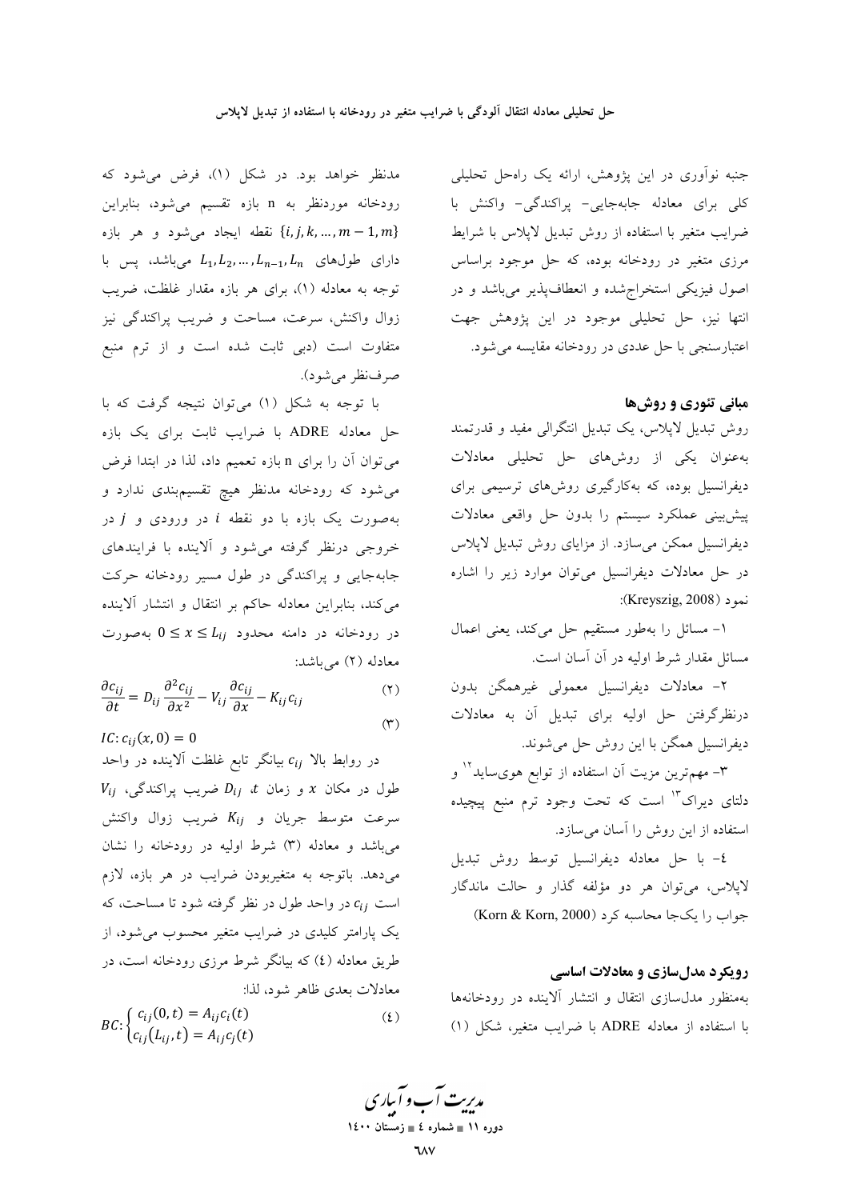جنبه نوآوری در این پژوهش، ارائه یک راه‌حل تحلیلی کلی برای معادله جابه‌جایی- پراکندگی- واکنش با ضرایب متغیر با استفاده از روش تبدیل لاپلاس با شرایط مرزی متغیر در رودخانه بوده، که حل موجود براساس اصول فیزیکی استخراج‌شده و انعطاف‌پذیر می‌باشد و در انتها نیز، حل تحلیلی موجود در این پژوهش جهت اعتبارسنجی با حل عددی در رودخانه مقایسه می‌شود.

## مبانی تئوری و روش‌ها

روش تبدیل لاپلاس، یک تبدیل انتگرالی مفید و قدرتمند به‌عنوان یکی از روش‌های حل تحلیلی معادلات دیفرانسیل بوده، که به‌کارگیری روش‌های ترسیمی برای پیش‌بینی عملکرد سیستم را بدون حل واقعی معادلات دیفرانسیل ممکن می‌سازد. از مزایای روش تبدیل لاپلاس در حل معادلات دیفرانسیل می‌توان موارد زیر را اشاره نمود (Kreyszig, 2008):

۱- مسائل را به‌طور مستقیم حل می‌کند، یعنی اعمال مسائل مقدار شرط اولیه در آن آسان است.

۲- معادلات دیفرانسیل معمولی غیرهمگن بدون درنظرگرفتن حل اولیه برای تبدیل آن به معادلات دیفرانسیل همگن با این روش حل می‌شوند.

۳- مهم‌ترین مزیت آن استفاده از توابع هوی‌ساید[12] و دلتای دیراک[13] است که تحت وجود ترم منبع پیچیده استفاده از این روش را آسان می‌سازد.

٤- با حل معادله دیفرانسیل توسط روش تبدیل لاپلاس، می‌توان هر دو مؤلفه گذار و حالت ماندگار جواب را یک‌جا محاسبه کرد (Korn & Korn, 2000)

## رویکرد مدل‌سازی و معادلات اساسی

به‌منظور مدل‌سازی انتقال و انتشار آلاینده در رودخانه‌ها با استفاده از معادله ADRE با ضرایب متغیر، شکل (۱) مدنظر خواهد بود. در شکل (۱)، فرض می‌شود که رودخانه موردنظر به n بازه تقسیم می‌شود، بنابراین $\{i, j, k, \dots, m-1, m\}$ نقطه ایجاد می‌شود و هر بازه دارای طول‌های $L_1, L_2, \dots, L_{n-1}, L_n$ می‌باشد، پس با توجه به معادله (۱)، برای هر بازه مقدار غلظت، ضریب زوال واکنش، سرعت، مساحت و ضریب پراکندگی نیز متفاوت است (دبی ثابت شده است و از ترم منبع صرف‌نظر می‌شود).

با توجه به شکل (۱) می‌توان نتیجه گرفت که با حل معادله ADRE با ضرایب ثابت برای یک بازه می‌توان آن را برای n بازه تعمیم داد، لذا در ابتدا فرض می‌شود که رودخانه مدنظر هیچ تقسیم‌بندی ندارد و به‌صورت یک بازه با دو نقطه $i$ در ورودی و $j$ در خروجی درنظر گرفته می‌شود و آلاینده با فرایندهای جابه‌جایی و پراکندگی در طول مسیر رودخانه حرکت می‌کند، بنابراین معادله حاکم بر انتقال و انتشار آلاینده در رودخانه در دامنه محدود $0 \le x \le L_{ij}$ به‌صورت معادله (۲) می‌باشد:

$$\frac{\partial c_{ij}}{\partial t} = D_{ij}\frac{\partial^2 c_{ij}}{\partial x^2} - V_{ij}\frac{\partial c_{ij}}{\partial x} - K_{ij}c_{ij} \tag{۲}$$

$$IC: c_{ij}(x, 0) = 0 \tag{۳}$$

در روابط بالا $c_{ij}$ بیانگر تابع غلظت آلاینده در واحد طول در مکان $x$ و زمان $t$، $D_{ij}$ ضریب پراکندگی، $V_{ij}$ سرعت متوسط جریان و $K_{ij}$ ضریب زوال واکنش می‌باشد و معادله (۳) شرط اولیه در رودخانه را نشان می‌دهد. باتوجه به متغیربودن ضرایب در هر بازه، لازم است $c_{ij}$ در واحد طول در نظر گرفته شود تا مساحت، که یک پارامتر کلیدی در ضرایب متغیر محسوب می‌شود، از طریق معادله (٤) که بیانگر شرط مرزی رودخانه است، در معادلات بعدی ظاهر شود، لذا:

$$BC: \begin{cases} c_{ij}(0, t) = A_{ij}c_i(t) \\ c_{ij}(L_{ij}, t) = A_{ij}c_j(t) \end{cases} \tag{٤}$$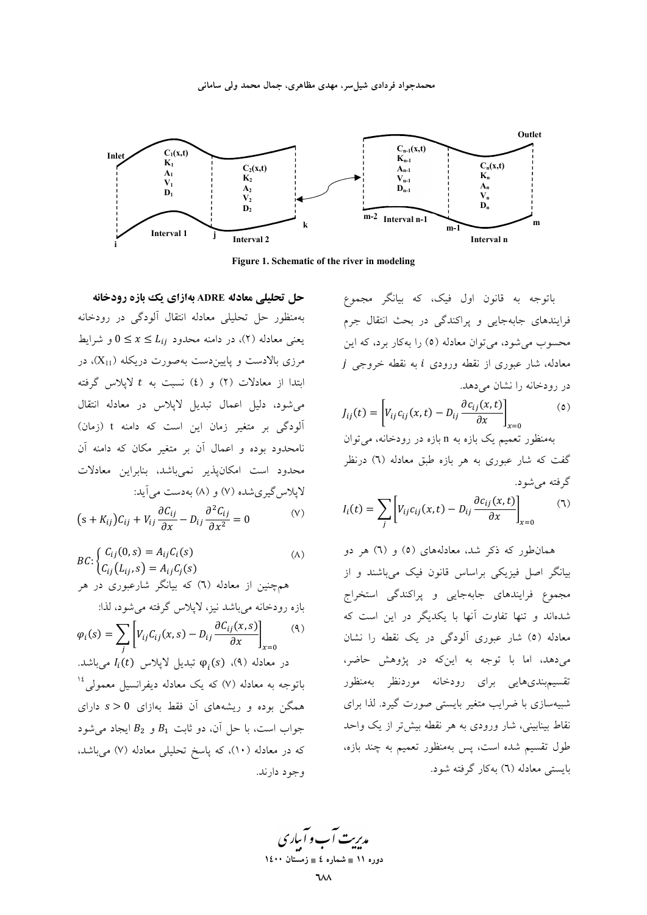Figure 1. Schematic of the river in modeling

باتوجه به قانون اول فیک، که بیانگر مجموع فرایندهای جابه‌جایی و پراکندگی در بحث انتقال جرم محسوب می‌شود، می‌توان معادله (۵) را به‌کار برد، که این معادله، شار عبوری از نقطه ورودی $i$ به نقطه خروجی $j$ در رودخانه را نشان می‌دهد.

$$J_{ij}(t)=\left[V_{ij}c_{ij}(x,t)-D_{ij}\frac{\partial c_{ij}(x,t)}{\partial x}\right]_{x=0} \qquad (۵)$$

به‌منظور تعمیم یک بازه به n بازه در رودخانه، می‌توان گفت که شار عبوری به هر بازه طبق معادله (۶) درنظر گرفته می‌شود.

$$I_i(t)=\sum_j\left[V_{ij}c_{ij}(x,t)-D_{ij}\frac{\partial c_{ij}(x,t)}{\partial x}\right]_{x=0} \qquad (۶)$$

همان‌طور که ذکر شد، معادله‌های (۵) و (۶) هر دو بیانگر اصل فیزیکی براساس قانون فیک می‌باشند و از مجموع فرایندهای جابه‌جایی و پراکندگی استخراج شده‌اند و تنها تفاوت آنها با یکدیگر در این است که معادله (۵) شار عبوری آلودگی در یک نقطه را نشان می‌دهد، اما با توجه به این‌که در پژوهش حاضر، تقسیم‌بندی‌هایی برای رودخانه موردنظر به‌منظور شبیه‌سازی با ضرایب متغیر بایستی صورت گیرد. لذا برای نقاط بینابینی، شار ورودی به هر نقطه بیش‌تر از یک واحد طول تقسیم شده است، پس به‌منظور تعمیم به چند بازه، بایستی معادله (۶) به‌کار گرفته شود.

### حل تحلیلی معادله ADRE به‌ازای یک بازه رودخانه

به‌منظور حل تحلیلی معادله انتقال آلودگی در رودخانه یعنی معادله (۲)، در دامنه محدود $0\le x\le L_{ij}$ و شرایط مرزی بالادست و پایین‌دست به‌صورت دریکله ($X_{11}$)، در ابتدا از معادلات (۲) و (۴) نسبت به $t$ لاپلاس گرفته می‌شود، دلیل اعمال تبدیل لاپلاس در معادله انتقال آلودگی بر متغیر زمان این است که دامنه t (زمان) نامحدود بوده و اعمال آن بر متغیر مکان که دامنه آن محدود است امکان‌پذیر نمی‌باشد، بنابراین معادلات لاپلاس‌گیری‌شده (۷) و (۸) به‌دست می‌آید:

$$\left(s+K_{ij}\right)C_{ij}+V_{ij}\frac{\partial C_{ij}}{\partial x}-D_{ij}\frac{\partial^2 C_{ij}}{\partial x^2}=0 \qquad (۷)$$

$$BC:\begin{cases}C_{ij}(0,s)=A_{ij}C_i(s)\\ C_{ij}\left(L_{ij},s\right)=A_{ij}C_j(s)\end{cases} \qquad (۸)$$

هم‌چنین از معادله (۶) که بیانگر شارعبوری در هر بازه رودخانه می‌باشد نیز، لاپلاس گرفته می‌شود، لذا:

$$\varphi_i(s)=\sum_j\left[V_{ij}C_{ij}(x,s)-D_{ij}\frac{\partial C_{ij}(x,s)}{\partial x}\right]_{x=0} \qquad (۹)$$

در معادله (۹)، $\varphi_i(s)$ تبدیل لاپلاس $I_i(t)$ می‌باشد.

باتوجه به معادله (۷) که یک معادله دیفرانسیل معمولی[۱۴] همگن بوده و ریشه‌های آن فقط به‌ازای $s>0$ دارای جواب است، با حل آن، دو ثابت $B_1$ و $B_2$ ایجاد می‌شود که در معادله (۱۰)، که پاسخ تحلیلی معادله (۷) می‌باشد، وجود دارند.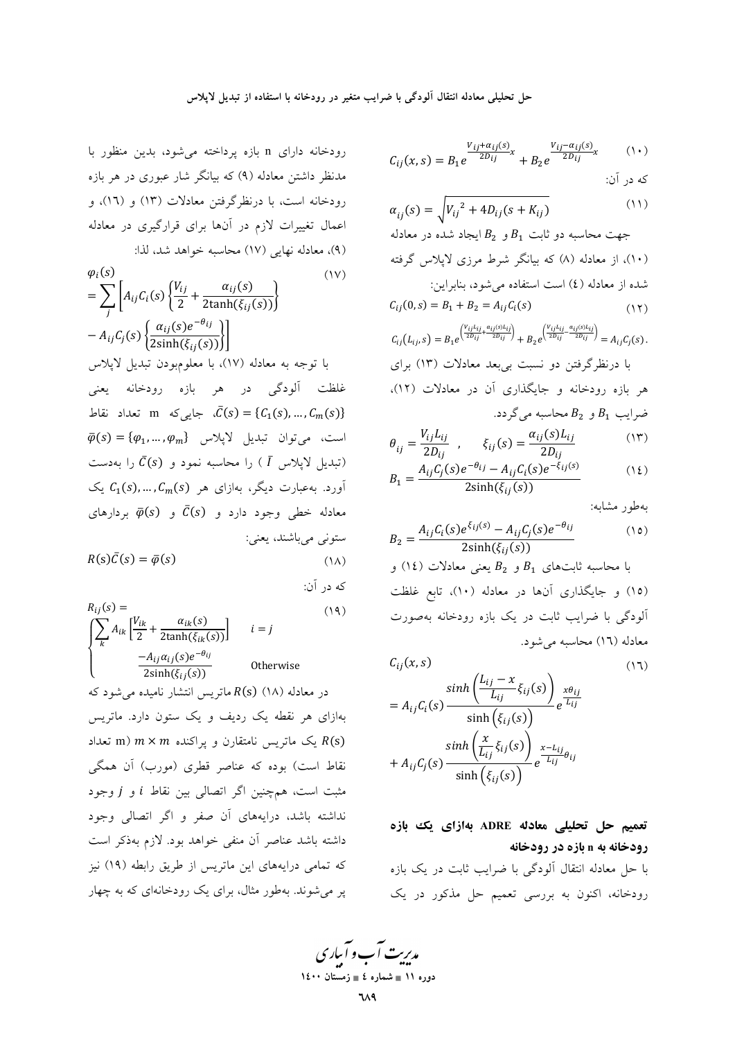$$C_{ij}(x,s) = B_1 e^{\frac{V_{ij}+\alpha_{ij}(s)}{2D_{ij}}x} + B_2 e^{\frac{V_{ij}-\alpha_{ij}(s)}{2D_{ij}}x} \quad (۱۰)$$

که در آن:

$$\alpha_{ij}(s) = \sqrt{{V_{ij}}^2 + 4D_{ij}(s+K_{ij})} \quad (۱۱)$$

جهت محاسبه دو ثابت $B_1$ و $B_2$ ایجاد شده در معادله (۱۰)، از معادله (۸) که بیانگر شرط مرزی لاپلاس گرفته شده از معادله (٤) است استفاده می‌شود، بنابراین:

$$C_{ij}(0,s) = B_1 + B_2 = A_{ij}C_i(s) \quad (۱۲)$$

$$C_{ij}(L_{ij},s) = B_1 e^{\left(\frac{V_{ij}L_{ij}}{2D_{ij}}+\frac{\alpha_{ij}(s)L_{ij}}{2D_{ij}}\right)} + B_2 e^{\left(\frac{V_{ij}L_{ij}}{2D_{ij}}-\frac{\alpha_{ij}(s)L_{ij}}{2D_{ij}}\right)} = A_{ij}C_j(s).$$

با درنظرگرفتن دو نسبت بی‌بعد معادلات (۱۳) برای هر بازه رودخانه و جایگذاری آن در معادلات (۱۲)، ضرایب $B_1$ و $B_2$ محاسبه می‌گردد.

$$\theta_{ij} = \frac{V_{ij}L_{ij}}{2D_{ij}} \quad , \quad \xi_{ij}(s) = \frac{\alpha_{ij}(s)L_{ij}}{2D_{ij}} \quad (۱۳)$$

$$B_1 = \frac{A_{ij}C_j(s)e^{-\theta_{ij}} - A_{ij}C_i(s)e^{-\xi_{ij}(s)}}{2\sinh(\xi_{ij}(s))} \quad (۱٤)$$

به‌طور مشابه:

$$B_2 = \frac{A_{ij}C_i(s)e^{\xi_{ij}(s)} - A_{ij}C_j(s)e^{-\theta_{ij}}}{2\sinh(\xi_{ij}(s))} \quad (۱۵)$$

با محاسبه ثابت‌های $B_1$ و $B_2$ یعنی معادلات (۱٤) و (۱۵) و جایگذاری آن‌ها در معادله (۱۰)، تابع غلظت آلودگی با ضرایب ثابت در یک بازه رودخانه به‌صورت معادله (۱٦) محاسبه می‌شود.

$$C_{ij}(x,s) = A_{ij}C_i(s)\frac{\sinh\left(\frac{L_{ij}-x}{L_{ij}}\xi_{ij}(s)\right)}{\sinh\left(\xi_{ij}(s)\right)}e^{\frac{x\theta_{ij}}{L_{ij}}} + A_{ij}C_j(s)\frac{\sinh\left(\frac{x}{L_{ij}}\xi_{ij}(s)\right)}{\sinh\left(\xi_{ij}(s)\right)}e^{\frac{x-L_{ij}}{L_{ij}}\theta_{ij}} \quad (۱٦)$$

## تعمیم حل تحلیلی معادله ADRE به‌ازای یک بازه رودخانه به n بازه در رودخانه

با حل معادله انتقال آلودگی با ضرایب ثابت در یک بازه رودخانه، اکنون به بررسی تعمیم حل مذکور در یک رودخانه دارای n بازه پرداخته می‌شود، بدین منظور با مدنظر داشتن معادله (۹) که بیانگر شار عبوری در هر بازه رودخانه است، با درنظرگرفتن معادلات (۱۳) و (۱٦)، و اعمال تغییرات لازم در آن‌ها برای قرارگیری در معادله (۹)، معادله نهایی (۱۷) محاسبه خواهد شد، لذا:

$$\varphi_i(s) = \sum_j \left[A_{ij}C_i(s)\left\{\frac{V_{ij}}{2} + \frac{\alpha_{ij}(s)}{2\tanh(\xi_{ij}(s))}\right\} - A_{ij}C_j(s)\left\{\frac{\alpha_{ij}(s)e^{-\theta_{ij}}}{2\sinh(\xi_{ij}(s))}\right\}\right] \quad (۱۷)$$

با توجه به معادله (۱۷)، با معلوم‌بودن تبدیل لاپلاس غلظت آلودگی در هر بازه رودخانه یعنی $\bar{C}(s) = \{C_1(s),\ldots,C_m(s)\}$، جایی‌که m تعداد نقاط است، می‌توان تبدیل لاپلاس $\bar{\varphi}(s) = \{\varphi_1,\ldots,\varphi_m\}$ (تبدیل لاپلاس $\bar{I}$ ) را محاسبه نمود و $\bar{C}(s)$ را به‌دست آورد. به‌عبارت دیگر، به‌ازای هر $C_1(s),\ldots,C_m(s)$ یک معادله خطی وجود دارد و $\bar{C}(s)$ و $\bar{\varphi}(s)$ بردارهای ستونی می‌باشند، یعنی:

$$R(s)\bar{C}(s) = \bar{\varphi}(s) \quad (۱۸)$$

که در آن:

$$R_{ij}(s) = \begin{cases} \sum_k A_{ik}\left[\frac{V_{ik}}{2} + \frac{\alpha_{ik}(s)}{2\tanh(\xi_{ik}(s))}\right] & i=j \\ \frac{-A_{ij}\alpha_{ij}(s)e^{-\theta_{ij}}}{2\sinh(\xi_{ij}(s))} & \text{Otherwise} \end{cases} \quad (۱۹)$$

در معادله (۱۸) $R(s)$ ماتریس انتشار نامیده می‌شود که به‌ازای هر نقطه یک ردیف و یک ستون دارد. ماتریس $R(s)$ یک ماتریس نامتقارن و پراکنده $m \times m$ (m تعداد نقاط است) بوده که عناصر قطری (مورب) آن همگی مثبت است، همچنین اگر اتصالی بین نقاط $i$ و $j$ وجود نداشته باشد، درایه‌های آن صفر و اگر اتصالی وجود داشته باشد عناصر آن منفی خواهد بود. لازم به‌ذکر است که تمامی درایه‌های این ماتریس از طریق رابطه (۱۹) نیز پر می‌شوند. به‌طور مثال، برای یک رودخانه‌ای که به چهار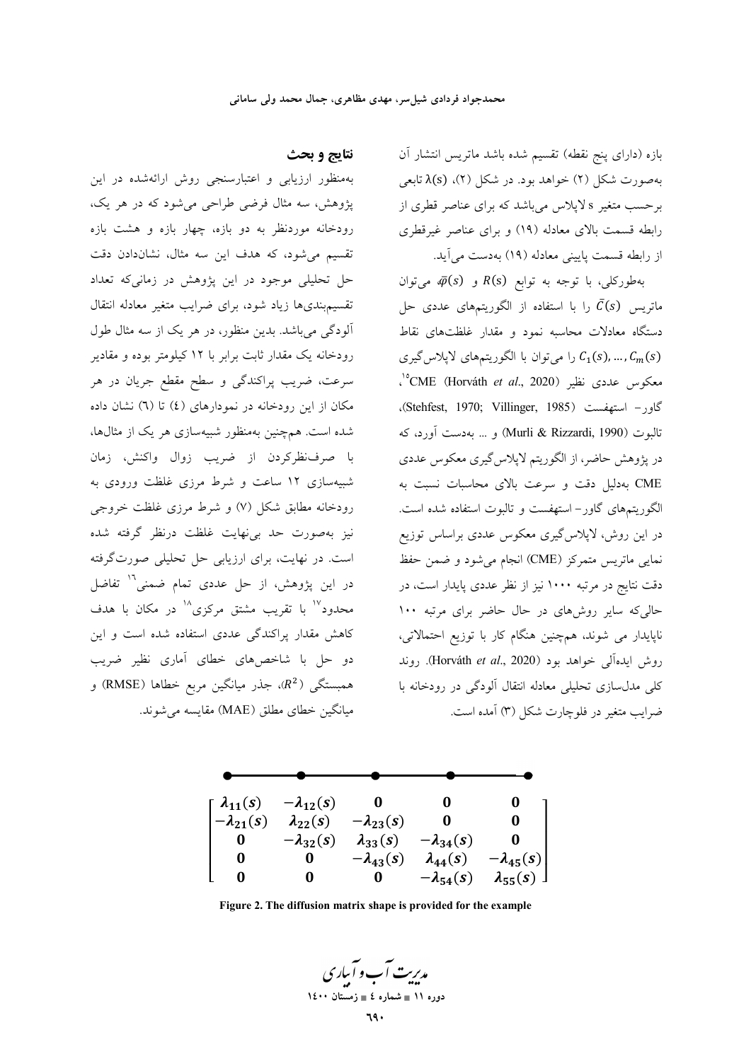بازه (دارای پنج نقطه) تقسیم شده باشد ماتریس انتشار آن به‌صورت شکل (۲) خواهد بود. در شکل (۲)، $\lambda(s)$ تابعی برحسب متغیر s لاپلاس می‌باشد که برای عناصر قطری از رابطه قسمت بالای معادله (۱۹) و برای عناصر غیرقطری از رابطه قسمت پایینی معادله (۱۹) به‌دست می‌آید.

به‌طورکلی، با توجه به توابع $R(s)$ و $\bar{\varphi}(s)$ می‌توان ماتریس $\bar{C}(s)$ را با استفاده از الگوریتم‌های عددی حل دستگاه معادلات محاسبه نمود و مقدار غلظت‌های نقاط $C_1(s), \ldots, C_m(s)$ را می‌توان با الگوریتم‌های لاپلاس‌گیری معکوس عددی نظیر CME (Horváth *et al*., 2020)[15]، گاور- استهفست (Stehfest, 1970; Villinger, 1985)، تالبوت (Murli & Rizzardi, 1990) و ... به‌دست آورد، که در پژوهش حاضر، از الگوریتم لاپلاس‌گیری معکوس عددی CME به‌دلیل دقت و سرعت بالای محاسبات نسبت به الگوریتم‌های گاور- استهفست و تالبوت استفاده شده است. در این روش، لاپلاس‌گیری معکوس عددی براساس توزیع نمایی ماتریس متمرکز (CME) انجام می‌شود و ضمن حفظ دقت نتایج در مرتبه ۱۰۰۰ نیز از نظر عددی پایدار است، در حالی‌که سایر روش‌های در حال حاضر برای مرتبه ۱۰۰ ناپایدار می شوند، همچنین هنگام کار با توزیع احتمالاتی، روش ایده‌آلی خواهد بود (Horváth *et al*., 2020). روند کلی مدل‌سازی تحلیلی معادله انتقال آلودگی در رودخانه با ضرایب متغیر در فلوچارت شکل (۳) آمده است.

## نتایج و بحث

به‌منظور ارزیابی و اعتبارسنجی روش ارائه‌شده در این پژوهش، سه مثال فرضی طراحی می‌شود که در هر یک، رودخانه موردنظر به دو بازه، چهار بازه و هشت بازه تقسیم می‌شود، که هدف این سه مثال، نشان‌دادن دقت حل تحلیلی موجود در این پژوهش در زمانی‌که تعداد تقسیم‌بندی‌ها زیاد شود، برای ضرایب متغیر معادله انتقال آلودگی می‌باشد. بدین منظور، در هر یک از سه مثال طول رودخانه یک مقدار ثابت برابر با ۱۲ کیلومتر بوده و مقادیر سرعت، ضریب پراکندگی و سطح مقطع جریان در هر مکان از این رودخانه در نمودارهای (٤) تا (٦) نشان داده شده است. همچنین به‌منظور شبیه‌سازی هر یک از مثال‌ها، با صرف‌نظرکردن از ضریب زوال واکنش، زمان شبیه‌سازی ۱۲ ساعت و شرط مرزی غلظت ورودی به رودخانه مطابق شکل (۷) و شرط مرزی غلظت خروجی نیز به‌صورت حد بی‌نهایت غلظت درنظر گرفته شده است. در نهایت، برای ارزیابی حل تحلیلی صورت‌گرفته در این پژوهش، از حل عددی تمام ضمنی[16] تفاضل محدود[17] با تقریب مشتق مرکزی[18] در مکان با هدف کاهش مقدار پراکندگی عددی استفاده شده است و این دو حل با شاخص‌های خطای آماری نظیر ضریب همبستگی ($R^2$)، جذر میانگین مربع خطاها (RMSE) و میانگین خطای مطلق (MAE) مقایسه می‌شوند.

$$\begin{bmatrix} \lambda_{11}(s) & -\lambda_{12}(s) & 0 & 0 & 0 \\ -\lambda_{21}(s) & \lambda_{22}(s) & -\lambda_{23}(s) & 0 & 0 \\ 0 & -\lambda_{32}(s) & \lambda_{33}(s) & -\lambda_{34}(s) & 0 \\ 0 & 0 & -\lambda_{43}(s) & \lambda_{44}(s) & -\lambda_{45}(s) \\ 0 & 0 & 0 & -\lambda_{54}(s) & \lambda_{55}(s) \end{bmatrix}$$

**Figure 2. The diffusion matrix shape is provided for the example**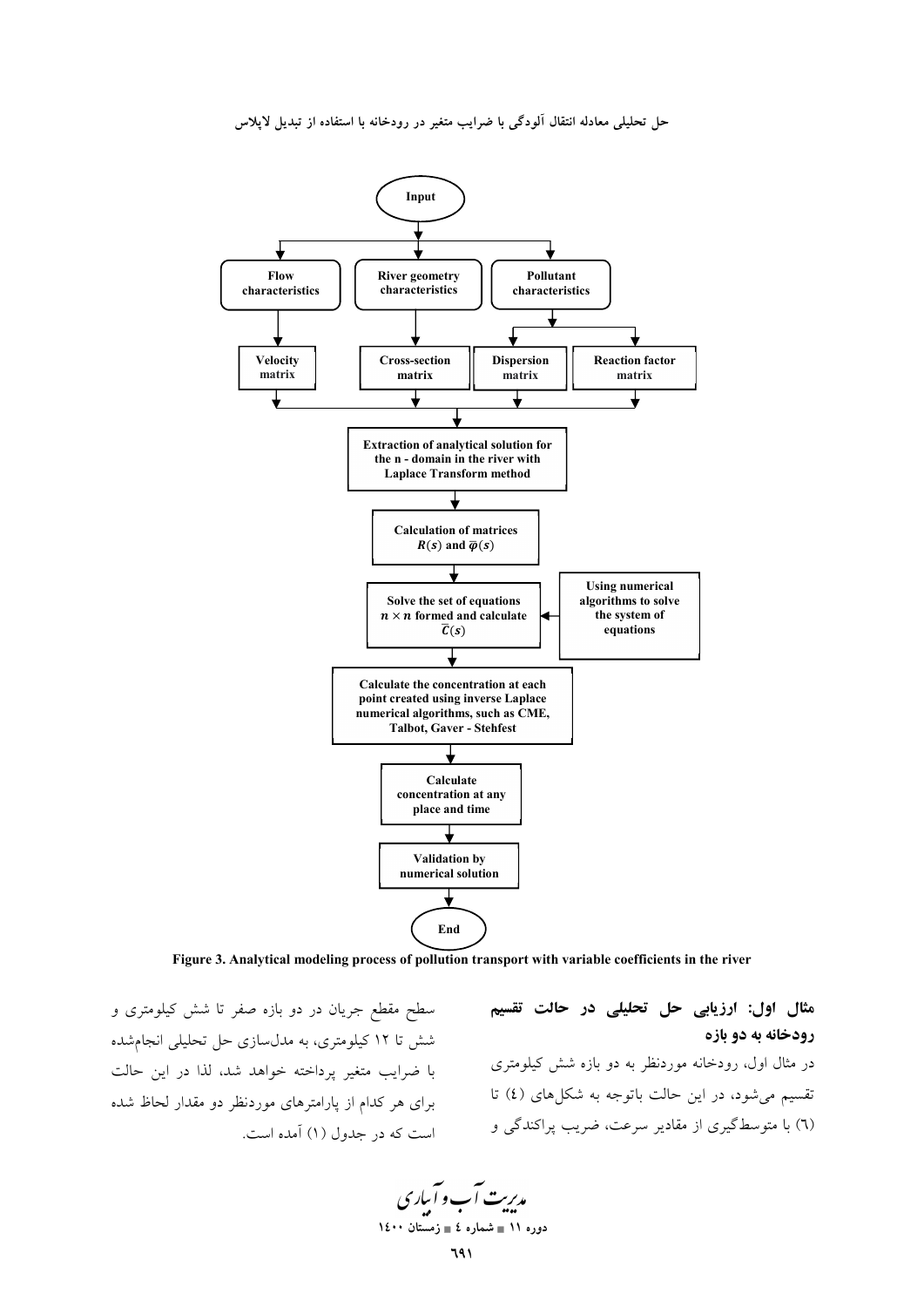Input

Flow characteristics | River geometry characteristics | Pollutant characteristics

Velocity matrix | Cross-section matrix | Dispersion matrix | Reaction factor matrix

Extraction of analytical solution for the n - domain in the river with Laplace Transform method

Calculation of matrices $R(s)$ and $\bar{\varphi}(s)$

Solve the set of equations $n \times n$ formed and calculate $\bar{C}(s)$

Using numerical algorithms to solve the system of equations

Calculate the concentration at each point created using inverse Laplace numerical algorithms, such as CME, Talbot, Gaver - Stehfest

Calculate concentration at any place and time

Validation by numerical solution

End

**Figure 3. Analytical modeling process of pollution transport with variable coefficients in the river**

### مثال اول: ارزیابی حل تحلیلی در حالت تقسیم رودخانه به دو بازه

در مثال اول، رودخانه موردنظر به دو بازه شش کیلومتری تقسیم می‌شود، در این حالت باتوجه به شکل‌های (٤) تا (٦) با متوسط‌گیری از مقادیر سرعت، ضریب پراکندگی و سطح مقطع جریان در دو بازه صفر تا شش کیلومتری و شش تا ١٢ کیلومتری، به مدل‌سازی حل تحلیلی انجام‌شده با ضرایب متغیر پرداخته خواهد شد، لذا در این حالت برای هر کدام از پارامترهای موردنظر دو مقدار لحاظ شده است که در جدول (١) آمده است.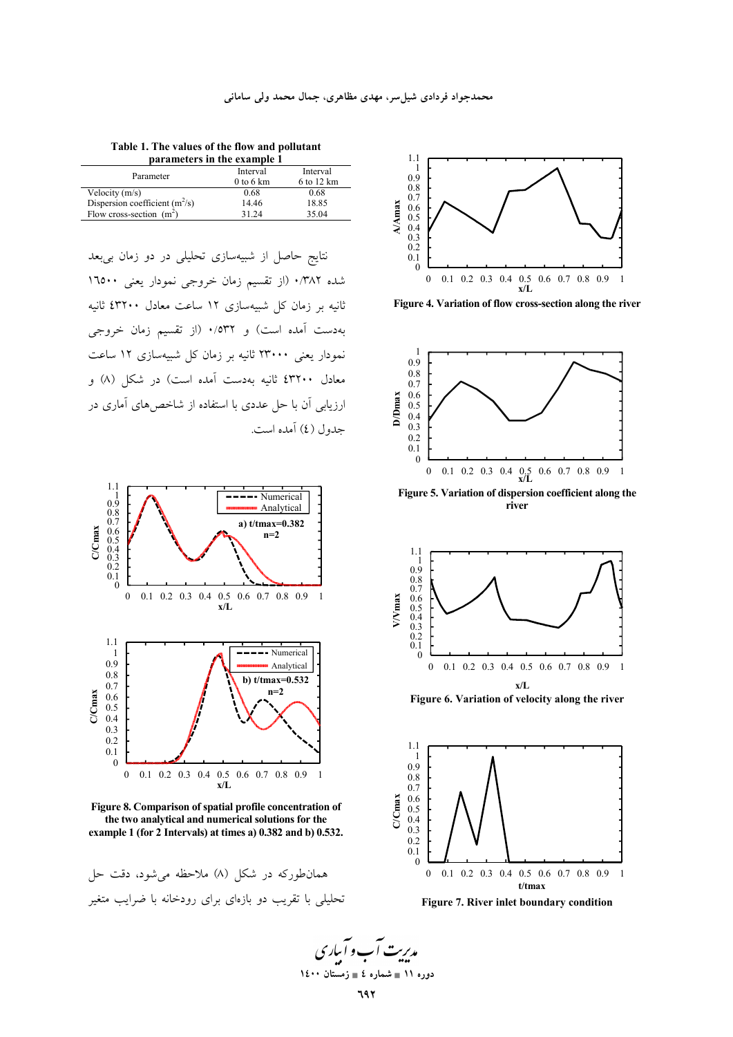Table 1. The values of the flow and pollutant parameters in the example 1

| Parameter | Interval 0 to 6 km | Interval 6 to 12 km |
|---|---|---|
| Velocity (m/s) | 0.68 | 0.68 |
| Dispersion coefficient ($m^2$/s) | 14.46 | 18.85 |
| Flow cross-section ($m^2$) | 31.24 | 35.04 |

نتایج حاصل از شبیه‌سازی تحلیلی در دو زمان بی‌بعد شده ۰/۳۸۲ (از تقسیم زمان خروجی نمودار یعنی ۱۶۵۰۰ ثانیه بر زمان کل شبیه‌سازی ۱۲ ساعت معادل ۴۳۲۰۰ ثانیه به‌دست آمده است) و ۰/۵۳۲ (از تقسیم زمان خروجی نمودار یعنی ۲۳۰۰۰ ثانیه بر زمان کل شبیه‌سازی ۱۲ ساعت معادل ۴۳۲۰۰ ثانیه به‌دست آمده است) در شکل (۸) و ارزیابی آن با حل عددی با استفاده از شاخص‌های آماری در جدول (۴) آمده است.

Figure 8. Comparison of spatial profile concentration of the two analytical and numerical solutions for the example 1 (for 2 Intervals) at times a) 0.382 and b) 0.532.

همان‌طورکه در شکل (۸) ملاحظه می‌شود، دقت حل تحلیلی با تقریب دو بازه‌ای برای رودخانه با ضرایب متغیر

Figure 4. Variation of flow cross-section along the river

Figure 5. Variation of dispersion coefficient along the river

Figure 6. Variation of velocity along the river

Figure 7. River inlet boundary condition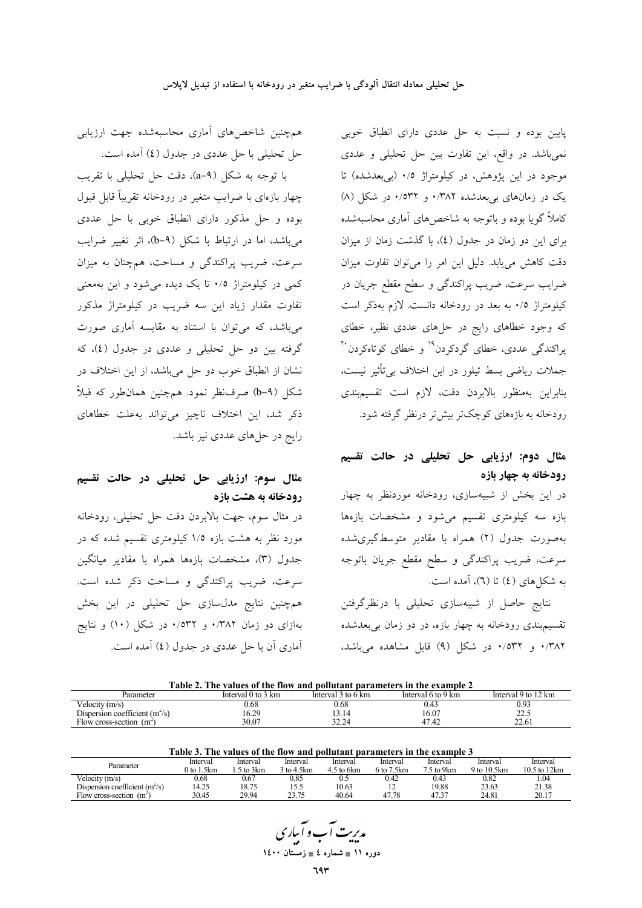پایین بوده و نسبت به حل عددی دارای انطباق خوبی نمی‌باشد. در واقع، این تفاوت بین حل تحلیلی و عددی موجود در این پژوهش، در کیلومتراژ ۰/۵ (بی‌بعدشده) تا یک در زمان‌های بی‌بعدشده ۰/۳۸۲ و ۰/۵۳۲ در شکل (۸) کاملاً گویا بوده و باتوجه به شاخص‌های آماری محاسبه‌شده برای این دو زمان در جدول (٤)، با گذشت زمان از میزان دقت کاهش می‌یابد. دلیل این امر را می‌توان تفاوت میزان ضرایب سرعت، ضریب پراکندگی و سطح مقطع جریان در کیلومتراژ ۰/۵ به بعد در رودخانه دانست. لازم به‌ذکر است که وجود خطاهای رایج در حل‌های عددی نظیر، خطای پراکندگی عددی، خطای گردکردن[19] و خطای کوتاه‌کردن[20] جملات ریاضی بسط تیلور در این اختلاف بی‌تأثیر نیست، بنابراین به‌منظور بالابردن دقت، لازم است تقسیم‌بندی رودخانه به بازه‌های کوچک‌تر بیش‌تر درنظر گرفته شود.

## مثال دوم: ارزیابی حل تحلیلی در حالت تقسیم رودخانه به چهار بازه

در این بخش از شبیه‌سازی، رودخانه موردنظر به چهار بازه سه کیلومتری تقسیم می‌شود و مشخصات بازه‌ها به‌صورت جدول (۲) همراه با مقادیر متوسط‌گیری‌شده سرعت، ضریب پراکندگی و سطح مقطع جریان باتوجه به شکل‌های (٤) تا (٦)، آمده است.

نتایج حاصل از شبیه‌سازی تحلیلی با درنظرگرفتن تقسیم‌بندی رودخانه به چهار بازه، در دو زمان بی‌بعدشده ۰/۳۸۲ و ۰/۵۳۲ در شکل (۹) قابل مشاهده می‌باشد، همچنین شاخص‌های آماری محاسبه‌شده جهت ارزیابی حل تحلیلی با حل عددی در جدول (٤) آمده است.

با توجه به شکل (a-۹)، دقت حل تحلیلی با تقریب چهار بازه‌ای با ضرایب متغیر در رودخانه تقریباً قابل قبول بوده و حل مذکور دارای انطباق خوبی با حل عددی می‌باشد، اما در ارتباط با شکل (b-۹)، اثر تغییر ضرایب سرعت، ضریب پراکندگی و مساحت، همچنان به میزان کمی در کیلومتراژ ۰/۵ تا یک دیده می‌شود و این به‌معنی تفاوت مقدار زیاد این سه ضریب در کیلومتراژ مذکور می‌باشد، که می‌توان با استناد به مقایسه آماری صورت گرفته بین دو حل تحلیلی و عددی در جدول (٤)، که نشان از انطباق خوب دو حل می‌باشد، از این اختلاف در شکل (b-۹) صرف‌نظر نمود. همچنین همان‌طور که قبلاً ذکر شد، این اختلاف ناچیز می‌تواند به‌علت خطاهای رایج در حل‌های عددی نیز باشد.

## مثال سوم: ارزیابی حل تحلیلی در حالت تقسیم رودخانه به هشت بازه

در مثال سوم، جهت بالابردن دقت حل تحلیلی، رودخانه مورد نظر به هشت بازه ۱/۵ کیلومتری تقسیم شده که در جدول (۳)، مشخصات بازه‌ها همراه با مقادیر میانگین سرعت، ضریب پراکندگی و مساحت ذکر شده است. همچنین نتایج مدل‌سازی حل تحلیلی در این بخش به‌ازای دو زمان ۰/۳۸۲ و ۰/۵۳۲ در شکل (۱۰) و نتایج آماری آن با حل عددی در جدول (٤) آمده است.

**Table 2. The values of the flow and pollutant parameters in the example 2**

| Parameter | Interval 0 to 3 km | Interval 3 to 6 km | Interval 6 to 9 km | Interval 9 to 12 km |
|---|---|---|---|---|
| Velocity (m/s) | 0.68 | 0.68 | 0.43 | 0.93 |
| Dispersion coefficient ($m^2$/s) | 16.29 | 13.14 | 16.07 | 22.5 |
| Flow cross-section ($m^2$) | 30.07 | 32.24 | 47.42 | 22.61 |

**Table 3. The values of the flow and pollutant parameters in the example 3**

| Parameter | Interval 0 to 1.5km | Interval 1.5 to 3km | Interval 3 to 4.5km | Interval 4.5 to 6km | Interval 6 to 7.5km | Interval 7.5 to 9km | Interval 9 to 10.5km | Interval 10.5 to 12km |
|---|---|---|---|---|---|---|---|---|
| Velocity (m/s) | 0.68 | 0.67 | 0.85 | 0.5 | 0.42 | 0.43 | 0.82 | 1.04 |
| Dispersion coefficient ($m^2$/s) | 14.25 | 18.75 | 15.5 | 10.63 | 12 | 19.88 | 23.63 | 21.38 |
| Flow cross-section ($m^2$) | 30.45 | 29.94 | 23.75 | 40.64 | 47.78 | 47.37 | 24.81 | 20.17 |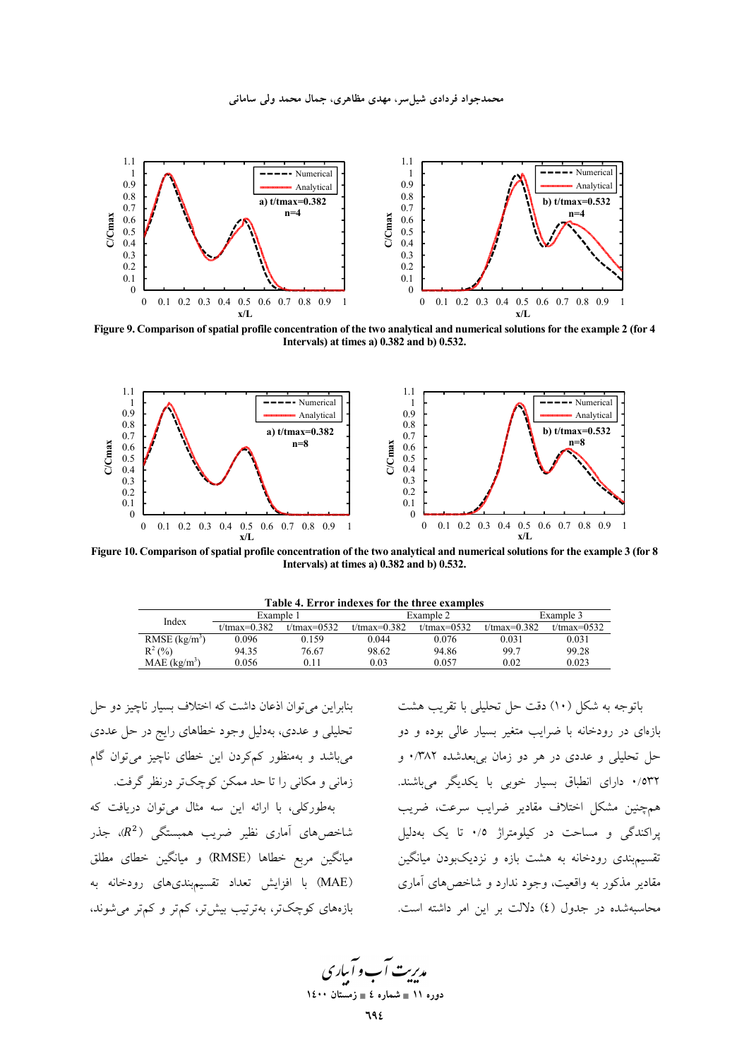Figure 9. Comparison of spatial profile concentration of the two analytical and numerical solutions for the example 2 (for 4 Intervals) at times a) 0.382 and b) 0.532.

Figure 10. Comparison of spatial profile concentration of the two analytical and numerical solutions for the example 3 (for 8 Intervals) at times a) 0.382 and b) 0.532.

**Table 4. Error indexes for the three examples**

| Index | Example 1 | | Example 2 | | Example 3 | |
|---|---|---|---|---|---|---|
| | t/tmax=0.382 | t/tmax=0532 | t/tmax=0.382 | t/tmax=0532 | t/tmax=0.382 | t/tmax=0532 |
| RMSE (kg/m$^3$) | 0.096 | 0.159 | 0.044 | 0.076 | 0.031 | 0.031 |
| $R^2$ (%) | 94.35 | 76.67 | 98.62 | 94.86 | 99.7 | 99.28 |
| MAE (kg/m$^3$) | 0.056 | 0.11 | 0.03 | 0.057 | 0.02 | 0.023 |

باتوجه به شکل (۱۰) دقت حل تحلیلی با تقریب هشت بازه‌ای در رودخانه با ضرایب متغیر بسیار عالی بوده و دو حل تحلیلی و عددی در هر دو زمان بی‌بعدشده ۰/۳۸۲ و ۰/۵۳۲ دارای انطباق بسیار خوبی با یکدیگر می‌باشند. همچنین مشکل اختلاف مقادیر ضرایب سرعت، ضریب پراکندگی و مساحت در کیلومتراژ ۰/۵ تا یک به‌دلیل تقسیم‌بندی رودخانه به هشت بازه و نزدیک‌بودن میانگین مقادیر مذکور به واقعیت، وجود ندارد و شاخص‌های آماری محاسبه‌شده در جدول (۴) دلالت بر این امر داشته است.

بنابراین می‌توان اذعان داشت که اختلاف بسیار ناچیز دو حل تحلیلی و عددی، به‌دلیل وجود خطاهای رایج در حل عددی می‌باشد و به‌منظور کم‌کردن این خطای ناچیز می‌توان گام زمانی و مکانی را تا حد ممکن کوچک‌تر درنظر گرفت.

به‌طورکلی، با ارائه این سه مثال می‌توان دریافت که شاخص‌های آماری نظیر ضریب همبستگی ($R^2$)، جذر میانگین مربع خطاها (RMSE) و میانگین خطای مطلق (MAE) با افزایش تعداد تقسیم‌بندی‌های رودخانه به بازه‌های کوچک‌تر، به‌ترتیب بیش‌تر، کم‌تر و کم‌تر می‌شوند،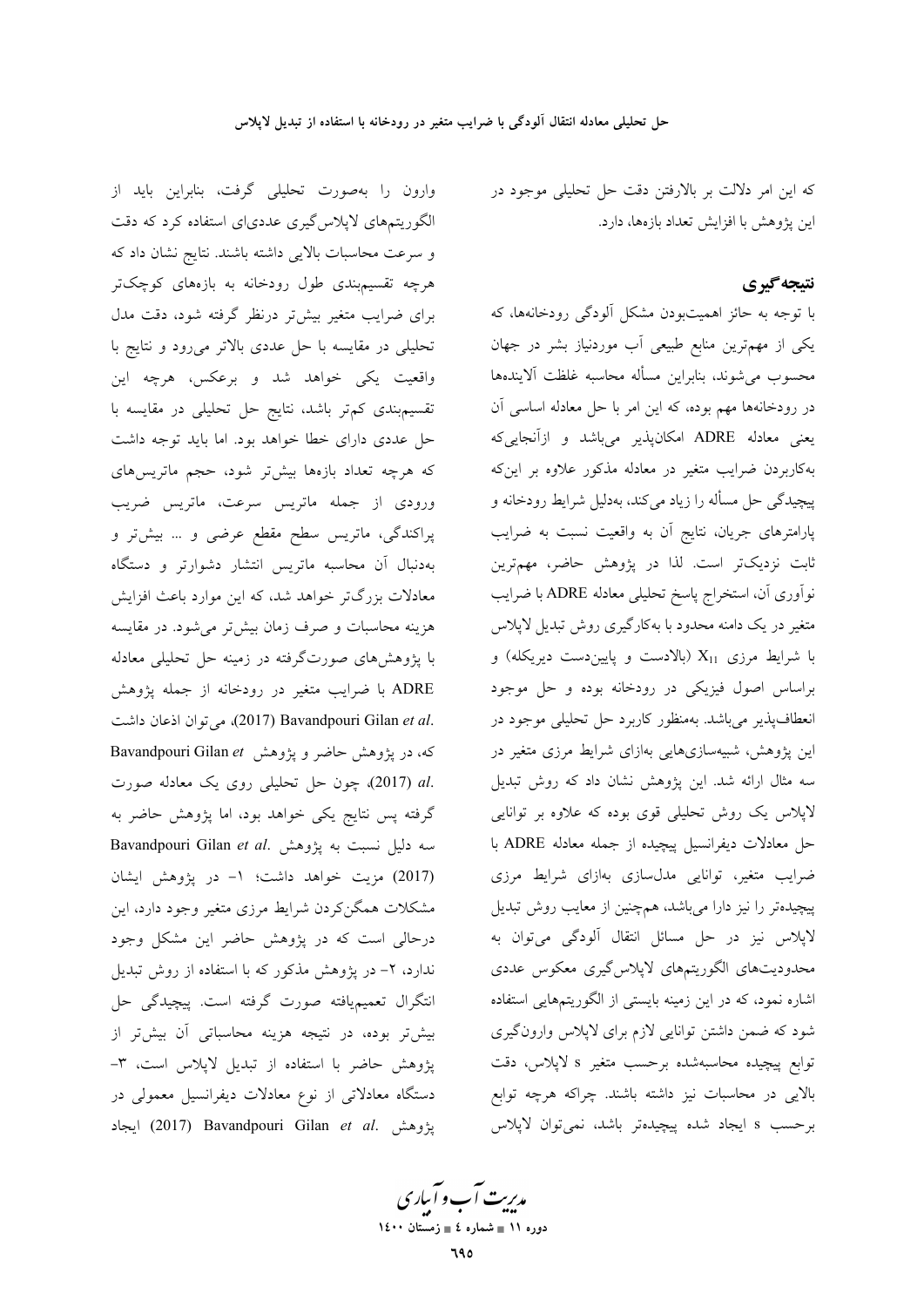که این امر دلالت بر بالارفتن دقت حل تحلیلی موجود در این پژوهش با افزایش تعداد بازه‌ها، دارد.

## نتیجه‌گیری

با توجه به حائز اهمیت‌بودن مشکل آلودگی رودخانه‌ها، که یکی از مهم‌ترین منابع طبیعی آب موردنیاز بشر در جهان محسوب می‌شوند، بنابراین مسأله محاسبه غلظت آلاینده‌ها در رودخانه‌ها مهم بوده، که این امر با حل معادله اساسی آن یعنی معادله ADRE امکان‌پذیر می‌باشد و ازآنجایی‌که به‌کاربردن ضرایب متغیر در معادله مذکور علاوه بر این‌که پیچیدگی حل مسأله را زیاد می‌کند، به‌دلیل شرایط رودخانه و پارامترهای جریان، نتایج آن به واقعیت نسبت به ضرایب ثابت نزدیک‌تر است. لذا در پژوهش حاضر، مهم‌ترین نوآوری آن، استخراج پاسخ تحلیلی معادله ADRE با ضرایب متغیر در یک دامنه محدود با به‌کارگیری روش تبدیل لاپلاس با شرایط مرزی $X_{11}$ (بالادست و پایین‌دست دیریکله) و براساس اصول فیزیکی در رودخانه بوده و حل موجود انعطاف‌پذیر می‌باشد. به‌منظور کاربرد حل تحلیلی موجود در این پژوهش، شبیه‌سازی‌هایی به‌ازای شرایط مرزی متغیر در سه مثال ارائه شد. این پژوهش نشان داد که روش تبدیل لاپلاس یک روش تحلیلی قوی بوده که علاوه بر توانایی حل معادلات دیفرانسیل پیچیده از جمله معادله ADRE با ضرایب متغیر، توانایی مدل‌سازی به‌ازای شرایط مرزی پیچیده‌تر را نیز دارا می‌باشد، هم‌چنین از معایب روش تبدیل لاپلاس نیز در حل مسائل انتقال آلودگی می‌توان به محدودیت‌های الگوریتم‌های لاپلاس‌گیری معکوس عددی اشاره نمود، که در این زمینه بایستی از الگوریتم‌هایی استفاده شود که ضمن داشتن توانایی لازم برای لاپلاس وارون‌گیری توابع پیچیده محاسبه‌شده برحسب متغیر s لاپلاس، دقت بالایی در محاسبات نیز داشته باشند. چراکه هرچه توابع برحسب s ایجاد شده پیچیده‌تر باشد، نمی‌توان لاپلاس وارون را به‌صورت تحلیلی گرفت، بنابراین باید از الگوریتم‌های لاپلاس‌گیری عددی‌ای استفاده کرد که دقت و سرعت محاسبات بالایی داشته باشند. نتایج نشان داد که هرچه تقسیم‌بندی طول رودخانه به بازه‌های کوچک‌تر برای ضرایب متغیر بیش‌تر درنظر گرفته شود، دقت مدل تحلیلی در مقایسه با حل عددی بالاتر می‌رود و نتایج با واقعیت یکی خواهد شد و برعکس، هرچه این تقسیم‌بندی کم‌تر باشد، نتایج حل تحلیلی در مقایسه با حل عددی دارای خطا خواهد بود. اما باید توجه داشت که هرچه تعداد بازه‌ها بیش‌تر شود، حجم ماتریس‌های ورودی از جمله ماتریس سرعت، ماتریس ضریب پراکندگی، ماتریس سطح مقطع عرضی و ... بیش‌تر و به‌دنبال آن محاسبه ماتریس انتشار دشوارتر و دستگاه معادلات بزرگ‌تر خواهد شد، که این موارد باعث افزایش هزینه محاسبات و صرف زمان بیش‌تر می‌شود. در مقایسه با پژوهش‌های صورت‌گرفته در زمینه حل تحلیلی معادله ADRE با ضرایب متغیر در رودخانه از جمله پژوهش Bavandpouri Gilan *et al.* (2017)، می‌توان اذعان داشت که، در پژوهش حاضر و پژوهش Bavandpouri Gilan *et al.* (2017)، چون حل تحلیلی روی یک معادله صورت گرفته پس نتایج یکی خواهد بود، اما پژوهش حاضر به سه دلیل نسبت به پژوهش Bavandpouri Gilan *et al.* (2017) مزیت خواهد داشت؛ ۱- در پژوهش ایشان مشکلات همگن‌کردن شرایط مرزی متغیر وجود دارد، این درحالی است که در پژوهش حاضر این مشکل وجود ندارد، ۲- در پژوهش مذکور که با استفاده از روش تبدیل انتگرال تعمیم‌یافته صورت گرفته است. پیچیدگی حل بیش‌تر بوده، در نتیجه هزینه محاسباتی آن بیش‌تر از پژوهش حاضر با استفاده از تبدیل لاپلاس است، ۳- دستگاه معادلاتی از نوع معادلات دیفرانسیل معمولی در پژوهش Bavandpouri Gilan *et al.* (2017) ایجاد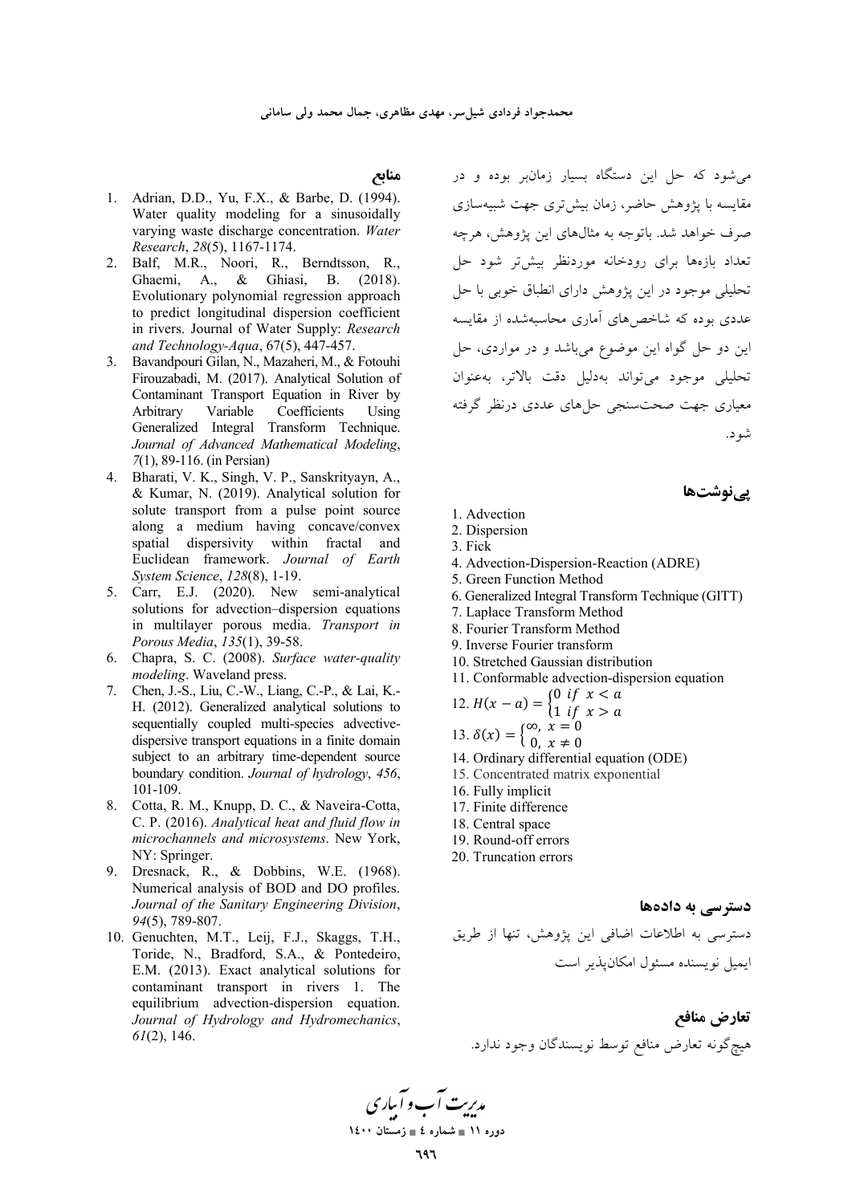می‌شود که حل این دستگاه بسیار زمان‌بر بوده و در مقایسه با پژوهش حاضر، زمان بیش‌تری جهت شبیه‌سازی صرف خواهد شد. باتوجه به مثال‌های این پژوهش، هرچه تعداد بازه‌ها برای رودخانه موردنظر بیش‌تر شود حل تحلیلی موجود در این پژوهش دارای انطباق خوبی با حل عددی بوده که شاخص‌های آماری محاسبه‌شده از مقایسه این دو حل گواه این موضوع می‌باشد و در مواردی، حل تحلیلی موجود می‌تواند به‌دلیل دقت بالاتر، به‌عنوان معیاری جهت صحت‌سنجی حل‌های عددی درنظر گرفته شود.

## پی‌نوشت‌ها

1. Advection
2. Dispersion
3. Fick
4. Advection-Dispersion-Reaction (ADRE)
5. Green Function Method
6. Generalized Integral Transform Technique (GITT)
7. Laplace Transform Method
8. Fourier Transform Method
9. Inverse Fourier transform
10. Stretched Gaussian distribution
11. Conformable advection-dispersion equation
12. $H(x-a) = \begin{cases} 0 \ \ if \ \ x < a \\ 1 \ \ if \ \ x > a \end{cases}$
13. $\delta(x) = \begin{cases} \infty, \ x = 0 \\ 0, \ x \neq 0 \end{cases}$
14. Ordinary differential equation (ODE)
15. Concentrated matrix exponential
16. Fully implicit
17. Finite difference
18. Central space
19. Round-off errors
20. Truncation errors

## دسترسی به داده‌ها

دسترسی به اطلاعات اضافی این پژوهش، تنها از طریق ایمیل نویسنده مسئول امکان‌پذیر است

## تعارض منافع

هیچ‌گونه تعارض منافع توسط نویسندگان وجود ندارد.

## منابع

1. Adrian, D.D., Yu, F.X., & Barbe, D. (1994). Water quality modeling for a sinusoidally varying waste discharge concentration. *Water Research*, *28*(5), 1167-1174.
2. Balf, M.R., Noori, R., Berndtsson, R., Ghaemi, A., & Ghiasi, B. (2018). Evolutionary polynomial regression approach to predict longitudinal dispersion coefficient in rivers. Journal of Water Supply: *Research and Technology-Aqua*, 67(5), 447-457.
3. Bavandpouri Gilan, N., Mazaheri, M., & Fotouhi Firouzabadi, M. (2017). Analytical Solution of Contaminant Transport Equation in River by Arbitrary Variable Coefficients Using Generalized Integral Transform Technique. *Journal of Advanced Mathematical Modeling*, *7*(1), 89-116. (in Persian)
4. Bharati, V. K., Singh, V. P., Sanskrityayn, A., & Kumar, N. (2019). Analytical solution for solute transport from a pulse point source along a medium having concave/convex spatial dispersivity within fractal and Euclidean framework. *Journal of Earth System Science*, *128*(8), 1-19.
5. Carr, E.J. (2020). New semi-analytical solutions for advection–dispersion equations in multilayer porous media. *Transport in Porous Media*, *135*(1), 39-58.
6. Chapra, S. C. (2008). *Surface water-quality modeling*. Waveland press.
7. Chen, J.-S., Liu, C.-W., Liang, C.-P., & Lai, K.-H. (2012). Generalized analytical solutions to sequentially coupled multi-species advective-dispersive transport equations in a finite domain subject to an arbitrary time-dependent source boundary condition. *Journal of hydrology*, *456*, 101-109.
8. Cotta, R. M., Knupp, D. C., & Naveira-Cotta, C. P. (2016). *Analytical heat and fluid flow in microchannels and microsystems*. New York, NY: Springer.
9. Dresnack, R., & Dobbins, W.E. (1968). Numerical analysis of BOD and DO profiles. *Journal of the Sanitary Engineering Division*, *94*(5), 789-807.
10. Genuchten, M.T., Leij, F.J., Skaggs, T.H., Toride, N., Bradford, S.A., & Pontedeiro, E.M. (2013). Exact analytical solutions for contaminant transport in rivers 1. The equilibrium advection-dispersion equation. *Journal of Hydrology and Hydromechanics*, *61*(2), 146.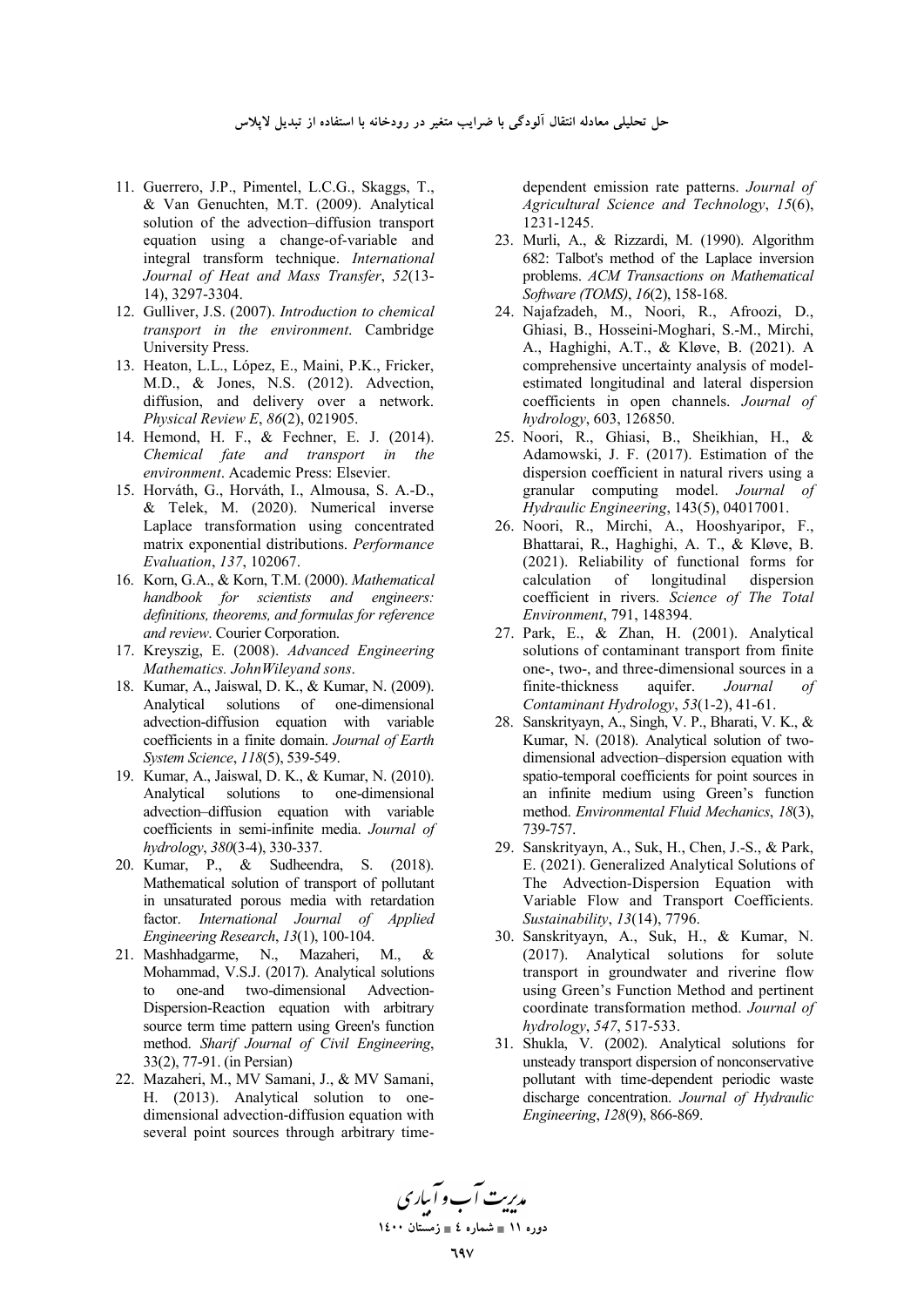11. Guerrero, J.P., Pimentel, L.C.G., Skaggs, T., & Van Genuchten, M.T. (2009). Analytical solution of the advection–diffusion transport equation using a change-of-variable and integral transform technique. *International Journal of Heat and Mass Transfer*, *52*(13-14), 3297-3304.
12. Gulliver, J.S. (2007). *Introduction to chemical transport in the environment*. Cambridge University Press.
13. Heaton, L.L., López, E., Maini, P.K., Fricker, M.D., & Jones, N.S. (2012). Advection, diffusion, and delivery over a network. *Physical Review E*, *86*(2), 021905.
14. Hemond, H. F., & Fechner, E. J. (2014). *Chemical fate and transport in the environment*. Academic Press: Elsevier.
15. Horváth, G., Horváth, I., Almousa, S. A.-D., & Telek, M. (2020). Numerical inverse Laplace transformation using concentrated matrix exponential distributions. *Performance Evaluation*, *137*, 102067.
16. Korn, G.A., & Korn, T.M. (2000). *Mathematical handbook for scientists and engineers: definitions, theorems, and formulas for reference and review*. Courier Corporation.
17. Kreyszig, E. (2008). *Advanced Engineering Mathematics. JohnWileyand sons*.
18. Kumar, A., Jaiswal, D. K., & Kumar, N. (2009). Analytical solutions of one-dimensional advection-diffusion equation with variable coefficients in a finite domain. *Journal of Earth System Science*, *118*(5), 539-549.
19. Kumar, A., Jaiswal, D. K., & Kumar, N. (2010). Analytical solutions to one-dimensional advection–diffusion equation with variable coefficients in semi-infinite media. *Journal of hydrology*, *380*(3-4), 330-337.
20. Kumar, P., & Sudheendra, S. (2018). Mathematical solution of transport of pollutant in unsaturated porous media with retardation factor. *International Journal of Applied Engineering Research*, *13*(1), 100-104.
21. Mashhadgarme, N., Mazaheri, M., & Mohammad, V.S.J. (2017). Analytical solutions to one-and two-dimensional Advection-Dispersion-Reaction equation with arbitrary source term time pattern using Green's function method. *Sharif Journal of Civil Engineering*, 33(2), 77-91. (in Persian)
22. Mazaheri, M., MV Samani, J., & MV Samani, H. (2013). Analytical solution to one-dimensional advection-diffusion equation with several point sources through arbitrary time-dependent emission rate patterns. *Journal of Agricultural Science and Technology*, *15*(6), 1231-1245.
23. Murli, A., & Rizzardi, M. (1990). Algorithm 682: Talbot's method of the Laplace inversion problems. *ACM Transactions on Mathematical Software (TOMS)*, *16*(2), 158-168.
24. Najafzadeh, M., Noori, R., Afroozi, D., Ghiasi, B., Hosseini-Moghari, S.-M., Mirchi, A., Haghighi, A.T., & Kløve, B. (2021). A comprehensive uncertainty analysis of model-estimated longitudinal and lateral dispersion coefficients in open channels. *Journal of hydrology*, 603, 126850.
25. Noori, R., Ghiasi, B., Sheikhian, H., & Adamowski, J. F. (2017). Estimation of the dispersion coefficient in natural rivers using a granular computing model. *Journal of Hydraulic Engineering*, 143(5), 04017001.
26. Noori, R., Mirchi, A., Hooshyaripor, F., Bhattarai, R., Haghighi, A. T., & Kløve, B. (2021). Reliability of functional forms for calculation of longitudinal dispersion coefficient in rivers. *Science of The Total Environment*, 791, 148394.
27. Park, E., & Zhan, H. (2001). Analytical solutions of contaminant transport from finite one-, two-, and three-dimensional sources in a finite-thickness aquifer. *Journal of Contaminant Hydrology*, *53*(1-2), 41-61.
28. Sanskrityayn, A., Singh, V. P., Bharati, V. K., & Kumar, N. (2018). Analytical solution of two-dimensional advection–dispersion equation with spatio-temporal coefficients for point sources in an infinite medium using Green's function method. *Environmental Fluid Mechanics*, *18*(3), 739-757.
29. Sanskrityayn, A., Suk, H., Chen, J.-S., & Park, E. (2021). Generalized Analytical Solutions of The Advection-Dispersion Equation with Variable Flow and Transport Coefficients. *Sustainability*, *13*(14), 7796.
30. Sanskrityayn, A., Suk, H., & Kumar, N. (2017). Analytical solutions for solute transport in groundwater and riverine flow using Green's Function Method and pertinent coordinate transformation method. *Journal of hydrology*, *547*, 517-533.
31. Shukla, V. (2002). Analytical solutions for unsteady transport dispersion of nonconservative pollutant with time-dependent periodic waste discharge concentration. *Journal of Hydraulic Engineering*, *128*(9), 866-869.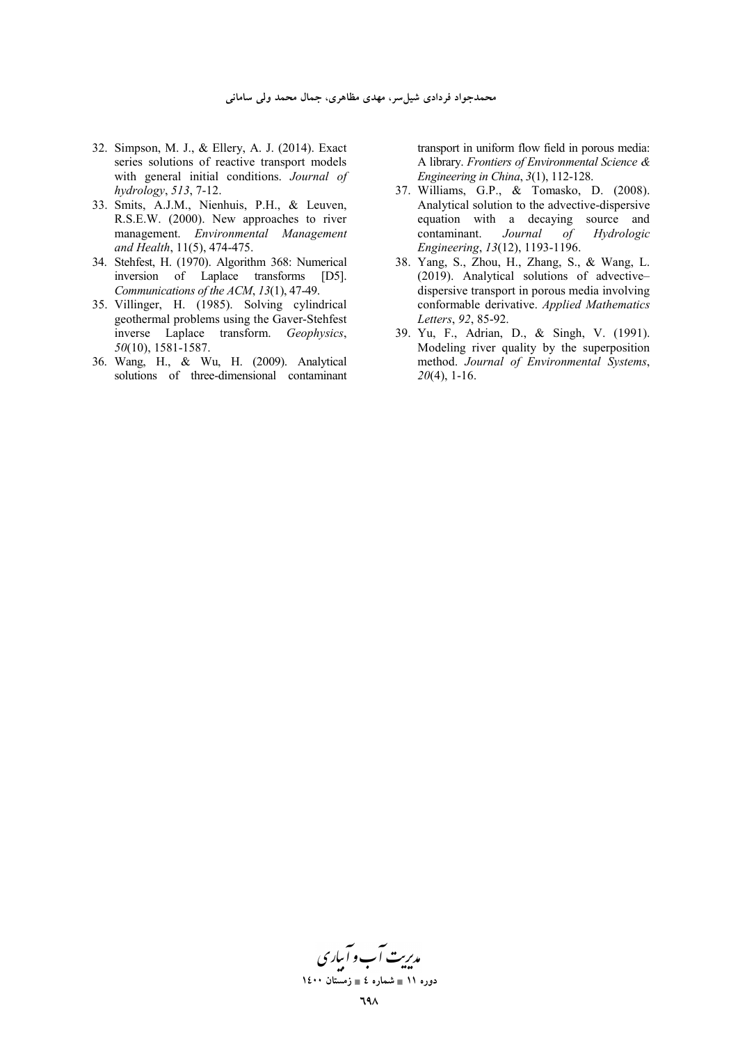32. Simpson, M. J., & Ellery, A. J. (2014). Exact series solutions of reactive transport models with general initial conditions. *Journal of hydrology*, *513*, 7-12.
33. Smits, A.J.M., Nienhuis, P.H., & Leuven, R.S.E.W. (2000). New approaches to river management. *Environmental Management and Health*, 11(5), 474-475.
34. Stehfest, H. (1970). Algorithm 368: Numerical inversion of Laplace transforms [D5]. *Communications of the ACM*, *13*(1), 47-49.
35. Villinger, H. (1985). Solving cylindrical geothermal problems using the Gaver-Stehfest inverse Laplace transform. *Geophysics*, *50*(10), 1581-1587.
36. Wang, H., & Wu, H. (2009). Analytical solutions of three-dimensional contaminant transport in uniform flow field in porous media: A library. *Frontiers of Environmental Science & Engineering in China*, *3*(1), 112-128.
37. Williams, G.P., & Tomasko, D. (2008). Analytical solution to the advective-dispersive equation with a decaying source and contaminant. *Journal of Hydrologic Engineering*, *13*(12), 1193-1196.
38. Yang, S., Zhou, H., Zhang, S., & Wang, L. (2019). Analytical solutions of advective–dispersive transport in porous media involving conformable derivative. *Applied Mathematics Letters*, *92*, 85-92.
39. Yu, F., Adrian, D., & Singh, V. (1991). Modeling river quality by the superposition method. *Journal of Environmental Systems*, *20*(4), 1-16.